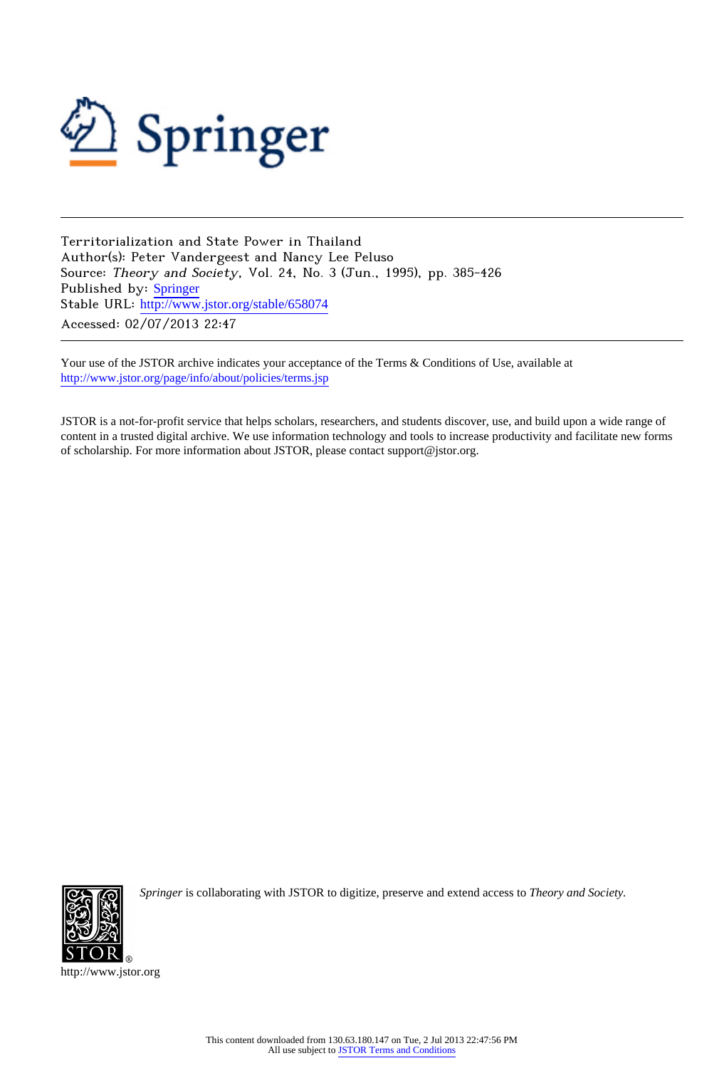Territorialization and State Power in Thailand
Author(s): Peter Vandergeest and Nancy Lee Peluso
Source: *Theory and Society*, Vol. 24, No. 3 (Jun., 1995), pp. 385-426
Published by: Springer
Stable URL: http://www.jstor.org/stable/658074
Accessed: 02/07/2013 22:47

Your use of the JSTOR archive indicates your acceptance of the Terms & Conditions of Use, available at http://www.jstor.org/page/info/about/policies/terms.jsp

JSTOR is a not-for-profit service that helps scholars, researchers, and students discover, use, and build upon a wide range of content in a trusted digital archive. We use information technology and tools to increase productivity and facilitate new forms of scholarship. For more information about JSTOR, please contact support@jstor.org.

*Springer* is collaborating with JSTOR to digitize, preserve and extend access to *Theory and Society*.

http://www.jstor.org

This content downloaded from 130.63.180.147 on Tue, 2 Jul 2013 22:47:56 PM
All use subject to JSTOR Terms and Conditions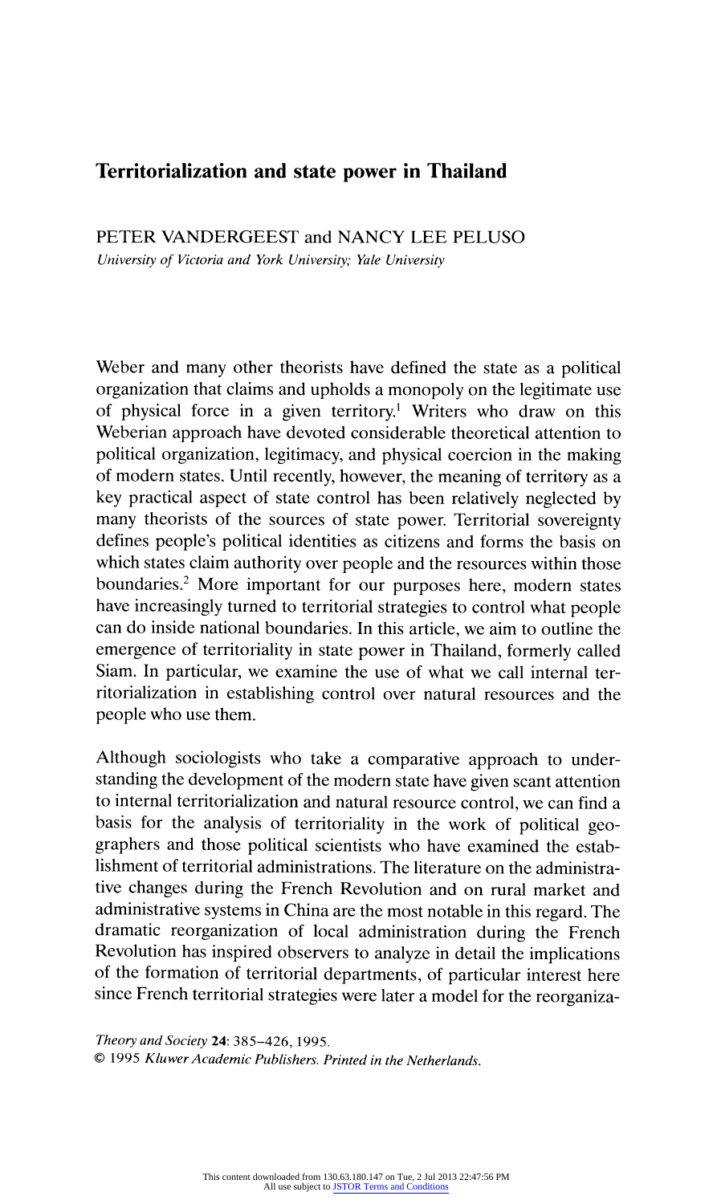# Territorialization and state power in Thailand

PETER VANDERGEEST and NANCY LEE PELUSO

*University of Victoria and York University; Yale University*

Weber and many other theorists have defined the state as a political organization that claims and upholds a monopoly on the legitimate use of physical force in a given territory.[1] Writers who draw on this Weberian approach have devoted considerable theoretical attention to political organization, legitimacy, and physical coercion in the making of modern states. Until recently, however, the meaning of territory as a key practical aspect of state control has been relatively neglected by many theorists of the sources of state power. Territorial sovereignty defines people's political identities as citizens and forms the basis on which states claim authority over people and the resources within those boundaries.[2] More important for our purposes here, modern states have increasingly turned to territorial strategies to control what people can do inside national boundaries. In this article, we aim to outline the emergence of territoriality in state power in Thailand, formerly called Siam. In particular, we examine the use of what we call internal territorialization in establishing control over natural resources and the people who use them.

Although sociologists who take a comparative approach to understanding the development of the modern state have given scant attention to internal territorialization and natural resource control, we can find a basis for the analysis of territoriality in the work of political geographers and those political scientists who have examined the establishment of territorial administrations. The literature on the administrative changes during the French Revolution and on rural market and administrative systems in China are the most notable in this regard. The dramatic reorganization of local administration during the French Revolution has inspired observers to analyze in detail the implications of the formation of territorial departments, of particular interest here since French territorial strategies were later a model for the reorganiza-

*Theory and Society* 24: 385–426, 1995.
© 1995 *Kluwer Academic Publishers. Printed in the Netherlands.*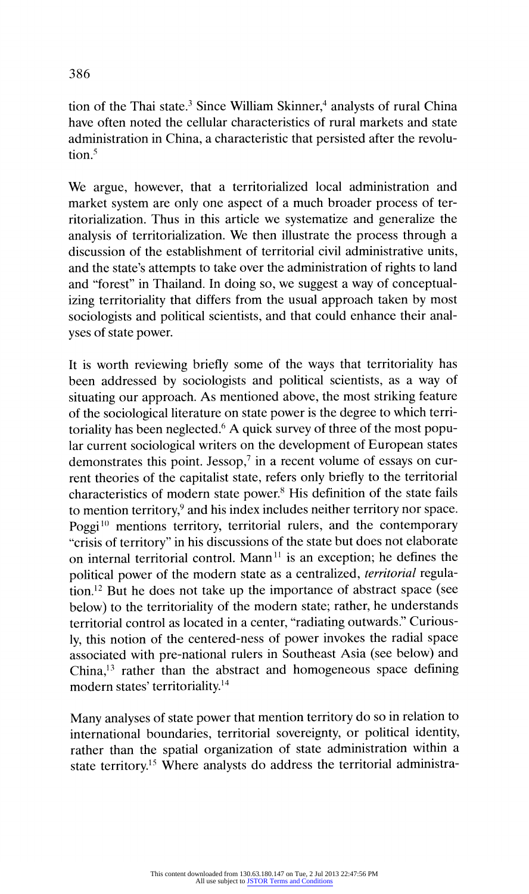tion of the Thai state.[3] Since William Skinner,[4] analysts of rural China have often noted the cellular characteristics of rural markets and state administration in China, a characteristic that persisted after the revolution.[5]

We argue, however, that a territorialized local administration and market system are only one aspect of a much broader process of territorialization. Thus in this article we systematize and generalize the analysis of territorialization. We then illustrate the process through a discussion of the establishment of territorial civil administrative units, and the state's attempts to take over the administration of rights to land and "forest" in Thailand. In doing so, we suggest a way of conceptualizing territoriality that differs from the usual approach taken by most sociologists and political scientists, and that could enhance their analyses of state power.

It is worth reviewing briefly some of the ways that territoriality has been addressed by sociologists and political scientists, as a way of situating our approach. As mentioned above, the most striking feature of the sociological literature on state power is the degree to which territoriality has been neglected.[6] A quick survey of three of the most popular current sociological writers on the development of European states demonstrates this point. Jessop,[7] in a recent volume of essays on current theories of the capitalist state, refers only briefly to the territorial characteristics of modern state power.[8] His definition of the state fails to mention territory,[9] and his index includes neither territory nor space. Poggi[10] mentions territory, territorial rulers, and the contemporary "crisis of territory" in his discussions of the state but does not elaborate on internal territorial control. Mann[11] is an exception; he defines the political power of the modern state as a centralized, *territorial* regulation.[12] But he does not take up the importance of abstract space (see below) to the territoriality of the modern state; rather, he understands territorial control as located in a center, "radiating outwards." Curiously, this notion of the centered-ness of power invokes the radial space associated with pre-national rulers in Southeast Asia (see below) and China,[13] rather than the abstract and homogeneous space defining modern states' territoriality.[14]

Many analyses of state power that mention territory do so in relation to international boundaries, territorial sovereignty, or political identity, rather than the spatial organization of state administration within a state territory.[15] Where analysts do address the territorial administra-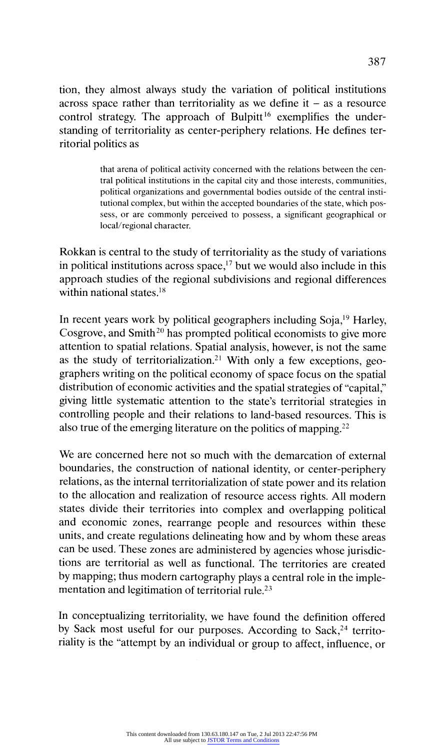tion, they almost always study the variation of political institutions across space rather than territoriality as we define it – as a resource control strategy. The approach of Bulpitt[16] exemplifies the understanding of territoriality as center-periphery relations. He defines territorial politics as

> that arena of political activity concerned with the relations between the central political institutions in the capital city and those interests, communities, political organizations and governmental bodies outside of the central institutional complex, but within the accepted boundaries of the state, which possess, or are commonly perceived to possess, a significant geographical or local/regional character.

Rokkan is central to the study of territoriality as the study of variations in political institutions across space,[17] but we would also include in this approach studies of the regional subdivisions and regional differences within national states.[18]

In recent years work by political geographers including Soja,[19] Harley, Cosgrove, and Smith[20] has prompted political economists to give more attention to spatial relations. Spatial analysis, however, is not the same as the study of territorialization.[21] With only a few exceptions, geographers writing on the political economy of space focus on the spatial distribution of economic activities and the spatial strategies of "capital," giving little systematic attention to the state's territorial strategies in controlling people and their relations to land-based resources. This is also true of the emerging literature on the politics of mapping.[22]

We are concerned here not so much with the demarcation of external boundaries, the construction of national identity, or center-periphery relations, as the internal territorialization of state power and its relation to the allocation and realization of resource access rights. All modern states divide their territories into complex and overlapping political and economic zones, rearrange people and resources within these units, and create regulations delineating how and by whom these areas can be used. These zones are administered by agencies whose jurisdictions are territorial as well as functional. The territories are created by mapping; thus modern cartography plays a central role in the implementation and legitimation of territorial rule.[23]

In conceptualizing territoriality, we have found the definition offered by Sack most useful for our purposes. According to Sack,[24] territoriality is the "attempt by an individual or group to affect, influence, or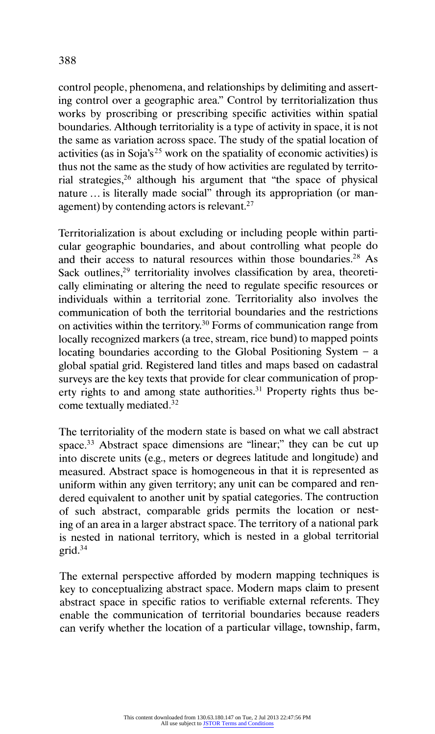control people, phenomena, and relationships by delimiting and asserting control over a geographic area." Control by territorialization thus works by proscribing or prescribing specific activities within spatial boundaries. Although territoriality is a type of activity in space, it is not the same as variation across space. The study of the spatial location of activities (as in Soja's[25] work on the spatiality of economic activities) is thus not the same as the study of how activities are regulated by territorial strategies,[26] although his argument that "the space of physical nature ... is literally made social" through its appropriation (or management) by contending actors is relevant.[27]

Territorialization is about excluding or including people within particular geographic boundaries, and about controlling what people do and their access to natural resources within those boundaries.[28] As Sack outlines,[29] territoriality involves classification by area, theoretically eliminating or altering the need to regulate specific resources or individuals within a territorial zone. Territoriality also involves the communication of both the territorial boundaries and the restrictions on activities within the territory.[30] Forms of communication range from locally recognized markers (a tree, stream, rice bund) to mapped points locating boundaries according to the Global Positioning System – a global spatial grid. Registered land titles and maps based on cadastral surveys are the key texts that provide for clear communication of property rights to and among state authorities.[31] Property rights thus become textually mediated.[32]

The territoriality of the modern state is based on what we call abstract space.[33] Abstract space dimensions are "linear;" they can be cut up into discrete units (e.g., meters or degrees latitude and longitude) and measured. Abstract space is homogeneous in that it is represented as uniform within any given territory; any unit can be compared and rendered equivalent to another unit by spatial categories. The contruction of such abstract, comparable grids permits the location or nesting of an area in a larger abstract space. The territory of a national park is nested in national territory, which is nested in a global territorial grid.[34]

The external perspective afforded by modern mapping techniques is key to conceptualizing abstract space. Modern maps claim to present abstract space in specific ratios to verifiable external referents. They enable the communication of territorial boundaries because readers can verify whether the location of a particular village, township, farm,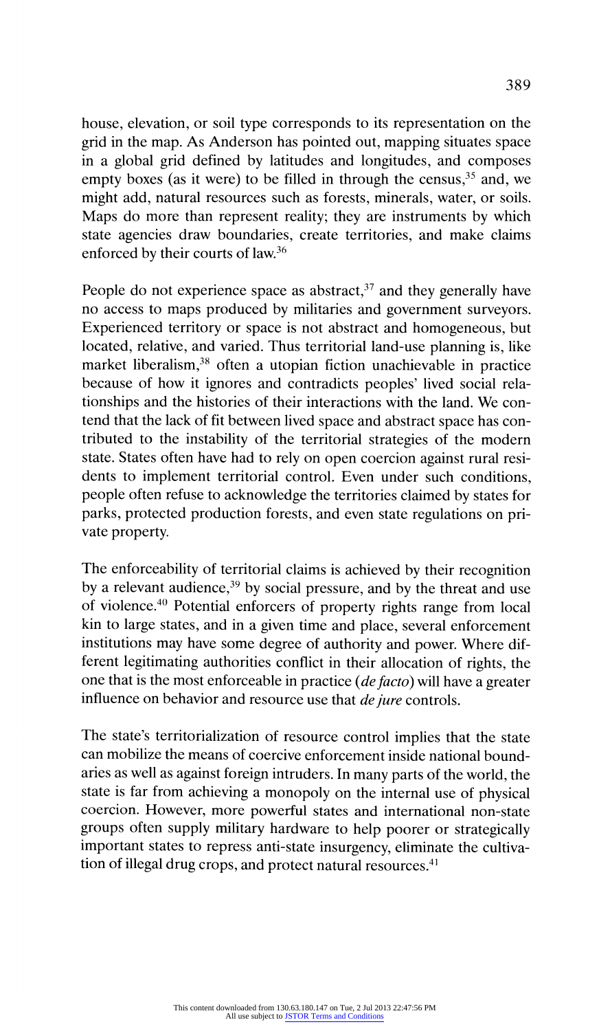house, elevation, or soil type corresponds to its representation on the grid in the map. As Anderson has pointed out, mapping situates space in a global grid defined by latitudes and longitudes, and composes empty boxes (as it were) to be filled in through the census,[35] and, we might add, natural resources such as forests, minerals, water, or soils. Maps do more than represent reality; they are instruments by which state agencies draw boundaries, create territories, and make claims enforced by their courts of law.[36]

People do not experience space as abstract,[37] and they generally have no access to maps produced by militaries and government surveyors. Experienced territory or space is not abstract and homogeneous, but located, relative, and varied. Thus territorial land-use planning is, like market liberalism,[38] often a utopian fiction unachievable in practice because of how it ignores and contradicts peoples' lived social relationships and the histories of their interactions with the land. We contend that the lack of fit between lived space and abstract space has contributed to the instability of the territorial strategies of the modern state. States often have had to rely on open coercion against rural residents to implement territorial control. Even under such conditions, people often refuse to acknowledge the territories claimed by states for parks, protected production forests, and even state regulations on private property.

The enforceability of territorial claims is achieved by their recognition by a relevant audience,[39] by social pressure, and by the threat and use of violence.[40] Potential enforcers of property rights range from local kin to large states, and in a given time and place, several enforcement institutions may have some degree of authority and power. Where different legitimating authorities conflict in their allocation of rights, the one that is the most enforceable in practice (*de facto*) will have a greater influence on behavior and resource use that *de jure* controls.

The state's territorialization of resource control implies that the state can mobilize the means of coercive enforcement inside national boundaries as well as against foreign intruders. In many parts of the world, the state is far from achieving a monopoly on the internal use of physical coercion. However, more powerful states and international non-state groups often supply military hardware to help poorer or strategically important states to repress anti-state insurgency, eliminate the cultivation of illegal drug crops, and protect natural resources.[41]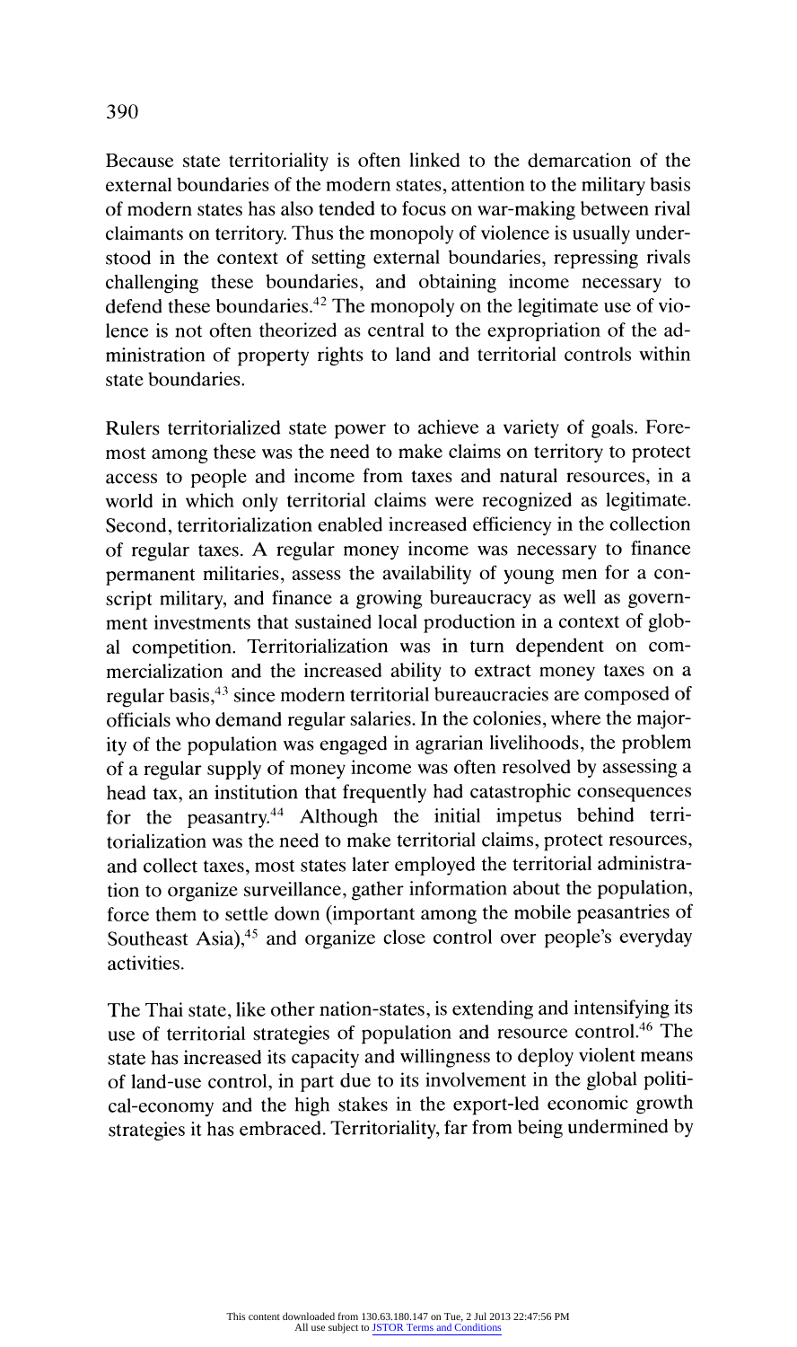Because state territoriality is often linked to the demarcation of the external boundaries of the modern states, attention to the military basis of modern states has also tended to focus on war-making between rival claimants on territory. Thus the monopoly of violence is usually understood in the context of setting external boundaries, repressing rivals challenging these boundaries, and obtaining income necessary to defend these boundaries.[42] The monopoly on the legitimate use of violence is not often theorized as central to the expropriation of the administration of property rights to land and territorial controls within state boundaries.

Rulers territorialized state power to achieve a variety of goals. Foremost among these was the need to make claims on territory to protect access to people and income from taxes and natural resources, in a world in which only territorial claims were recognized as legitimate. Second, territorialization enabled increased efficiency in the collection of regular taxes. A regular money income was necessary to finance permanent militaries, assess the availability of young men for a conscript military, and finance a growing bureaucracy as well as government investments that sustained local production in a context of global competition. Territorialization was in turn dependent on commercialization and the increased ability to extract money taxes on a regular basis,[43] since modern territorial bureaucracies are composed of officials who demand regular salaries. In the colonies, where the majority of the population was engaged in agrarian livelihoods, the problem of a regular supply of money income was often resolved by assessing a head tax, an institution that frequently had catastrophic consequences for the peasantry.[44] Although the initial impetus behind territorialization was the need to make territorial claims, protect resources, and collect taxes, most states later employed the territorial administration to organize surveillance, gather information about the population, force them to settle down (important among the mobile peasantries of Southeast Asia),[45] and organize close control over people's everyday activities.

The Thai state, like other nation-states, is extending and intensifying its use of territorial strategies of population and resource control.[46] The state has increased its capacity and willingness to deploy violent means of land-use control, in part due to its involvement in the global political-economy and the high stakes in the export-led economic growth strategies it has embraced. Territoriality, far from being undermined by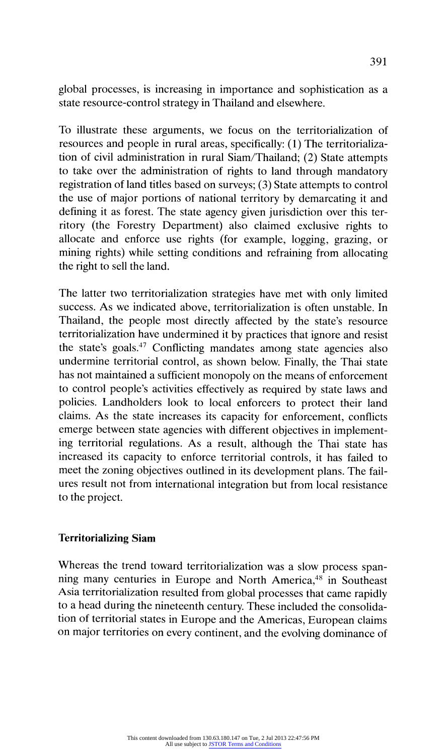global processes, is increasing in importance and sophistication as a state resource-control strategy in Thailand and elsewhere.

To illustrate these arguments, we focus on the territorialization of resources and people in rural areas, specifically: (1) The territorialization of civil administration in rural Siam/Thailand; (2) State attempts to take over the administration of rights to land through mandatory registration of land titles based on surveys; (3) State attempts to control the use of major portions of national territory by demarcating it and defining it as forest. The state agency given jurisdiction over this territory (the Forestry Department) also claimed exclusive rights to allocate and enforce use rights (for example, logging, grazing, or mining rights) while setting conditions and refraining from allocating the right to sell the land.

The latter two territorialization strategies have met with only limited success. As we indicated above, territorialization is often unstable. In Thailand, the people most directly affected by the state's resource territorialization have undermined it by practices that ignore and resist the state's goals.[47] Conflicting mandates among state agencies also undermine territorial control, as shown below. Finally, the Thai state has not maintained a sufficient monopoly on the means of enforcement to control people's activities effectively as required by state laws and policies. Landholders look to local enforcers to protect their land claims. As the state increases its capacity for enforcement, conflicts emerge between state agencies with different objectives in implementing territorial regulations. As a result, although the Thai state has increased its capacity to enforce territorial controls, it has failed to meet the zoning objectives outlined in its development plans. The failures result not from international integration but from local resistance to the project.

### Territorializing Siam

Whereas the trend toward territorialization was a slow process spanning many centuries in Europe and North America,[48] in Southeast Asia territorialization resulted from global processes that came rapidly to a head during the nineteenth century. These included the consolidation of territorial states in Europe and the Americas, European claims on major territories on every continent, and the evolving dominance of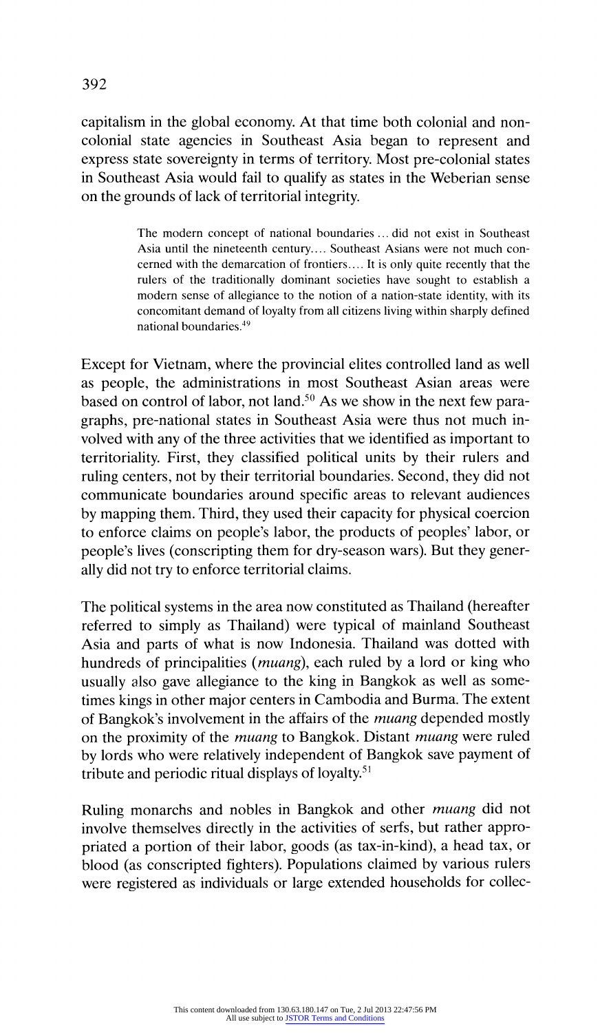capitalism in the global economy. At that time both colonial and non-colonial state agencies in Southeast Asia began to represent and express state sovereignty in terms of territory. Most pre-colonial states in Southeast Asia would fail to qualify as states in the Weberian sense on the grounds of lack of territorial integrity.

> The modern concept of national boundaries ... did not exist in Southeast Asia until the nineteenth century.... Southeast Asians were not much concerned with the demarcation of frontiers.... It is only quite recently that the rulers of the traditionally dominant societies have sought to establish a modern sense of allegiance to the notion of a nation-state identity, with its concomitant demand of loyalty from all citizens living within sharply defined national boundaries.[49]

Except for Vietnam, where the provincial elites controlled land as well as people, the administrations in most Southeast Asian areas were based on control of labor, not land.[50] As we show in the next few paragraphs, pre-national states in Southeast Asia were thus not much involved with any of the three activities that we identified as important to territoriality. First, they classified political units by their rulers and ruling centers, not by their territorial boundaries. Second, they did not communicate boundaries around specific areas to relevant audiences by mapping them. Third, they used their capacity for physical coercion to enforce claims on people's labor, the products of peoples' labor, or people's lives (conscripting them for dry-season wars). But they generally did not try to enforce territorial claims.

The political systems in the area now constituted as Thailand (hereafter referred to simply as Thailand) were typical of mainland Southeast Asia and parts of what is now Indonesia. Thailand was dotted with hundreds of principalities (*muang*), each ruled by a lord or king who usually also gave allegiance to the king in Bangkok as well as sometimes kings in other major centers in Cambodia and Burma. The extent of Bangkok's involvement in the affairs of the *muang* depended mostly on the proximity of the *muang* to Bangkok. Distant *muang* were ruled by lords who were relatively independent of Bangkok save payment of tribute and periodic ritual displays of loyalty.[51]

Ruling monarchs and nobles in Bangkok and other *muang* did not involve themselves directly in the activities of serfs, but rather appropriated a portion of their labor, goods (as tax-in-kind), a head tax, or blood (as conscripted fighters). Populations claimed by various rulers were registered as individuals or large extended households for collec-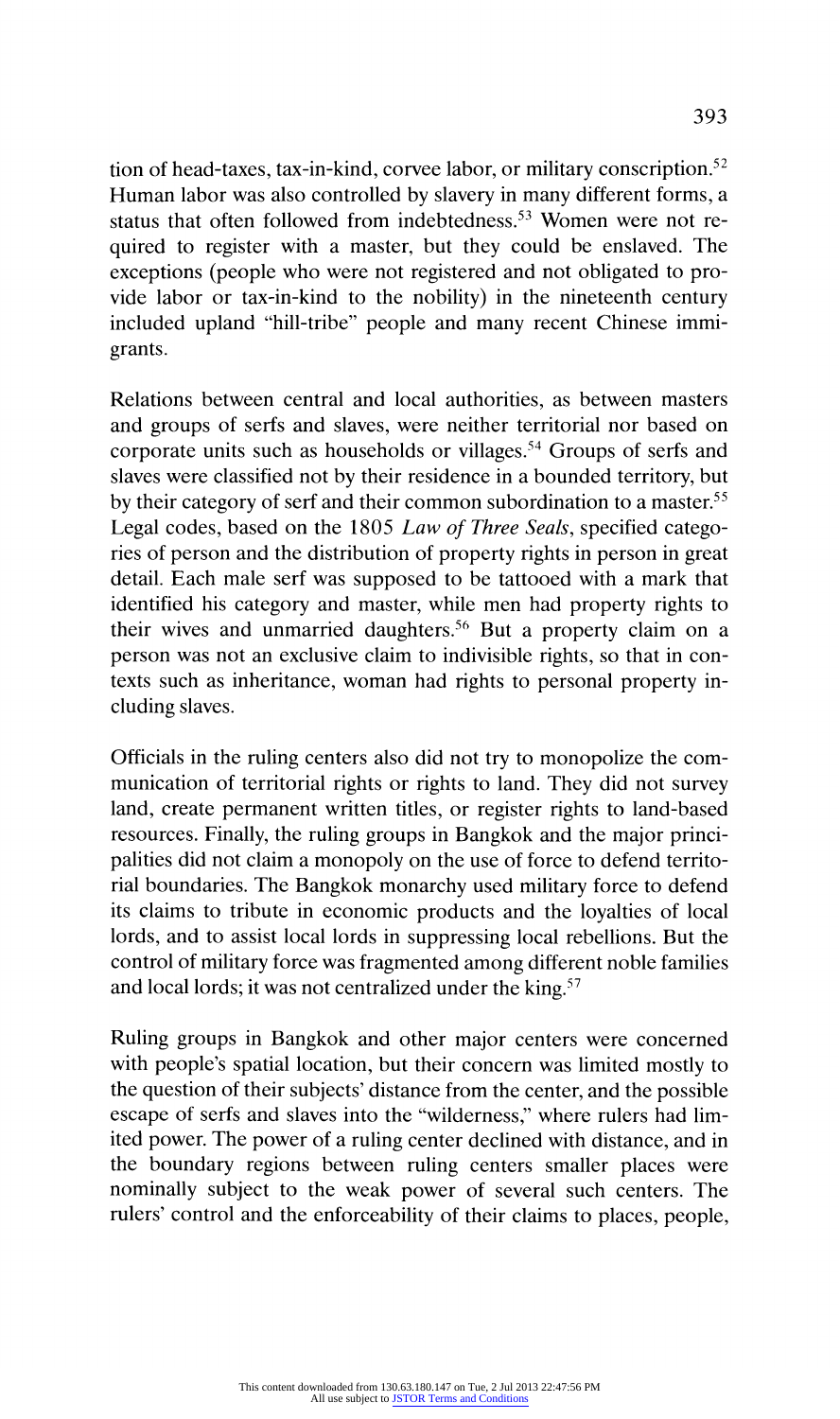tion of head-taxes, tax-in-kind, corvee labor, or military conscription.[52] Human labor was also controlled by slavery in many different forms, a status that often followed from indebtedness.[53] Women were not required to register with a master, but they could be enslaved. The exceptions (people who were not registered and not obligated to provide labor or tax-in-kind to the nobility) in the nineteenth century included upland "hill-tribe" people and many recent Chinese immigrants.

Relations between central and local authorities, as between masters and groups of serfs and slaves, were neither territorial nor based on corporate units such as households or villages.[54] Groups of serfs and slaves were classified not by their residence in a bounded territory, but by their category of serf and their common subordination to a master.[55] Legal codes, based on the 1805 *Law of Three Seals*, specified categories of person and the distribution of property rights in person in great detail. Each male serf was supposed to be tattooed with a mark that identified his category and master, while men had property rights to their wives and unmarried daughters.[56] But a property claim on a person was not an exclusive claim to indivisible rights, so that in contexts such as inheritance, woman had rights to personal property including slaves.

Officials in the ruling centers also did not try to monopolize the communication of territorial rights or rights to land. They did not survey land, create permanent written titles, or register rights to land-based resources. Finally, the ruling groups in Bangkok and the major principalities did not claim a monopoly on the use of force to defend territorial boundaries. The Bangkok monarchy used military force to defend its claims to tribute in economic products and the loyalties of local lords, and to assist local lords in suppressing local rebellions. But the control of military force was fragmented among different noble families and local lords; it was not centralized under the king.[57]

Ruling groups in Bangkok and other major centers were concerned with people's spatial location, but their concern was limited mostly to the question of their subjects' distance from the center, and the possible escape of serfs and slaves into the "wilderness," where rulers had limited power. The power of a ruling center declined with distance, and in the boundary regions between ruling centers smaller places were nominally subject to the weak power of several such centers. The rulers' control and the enforceability of their claims to places, people,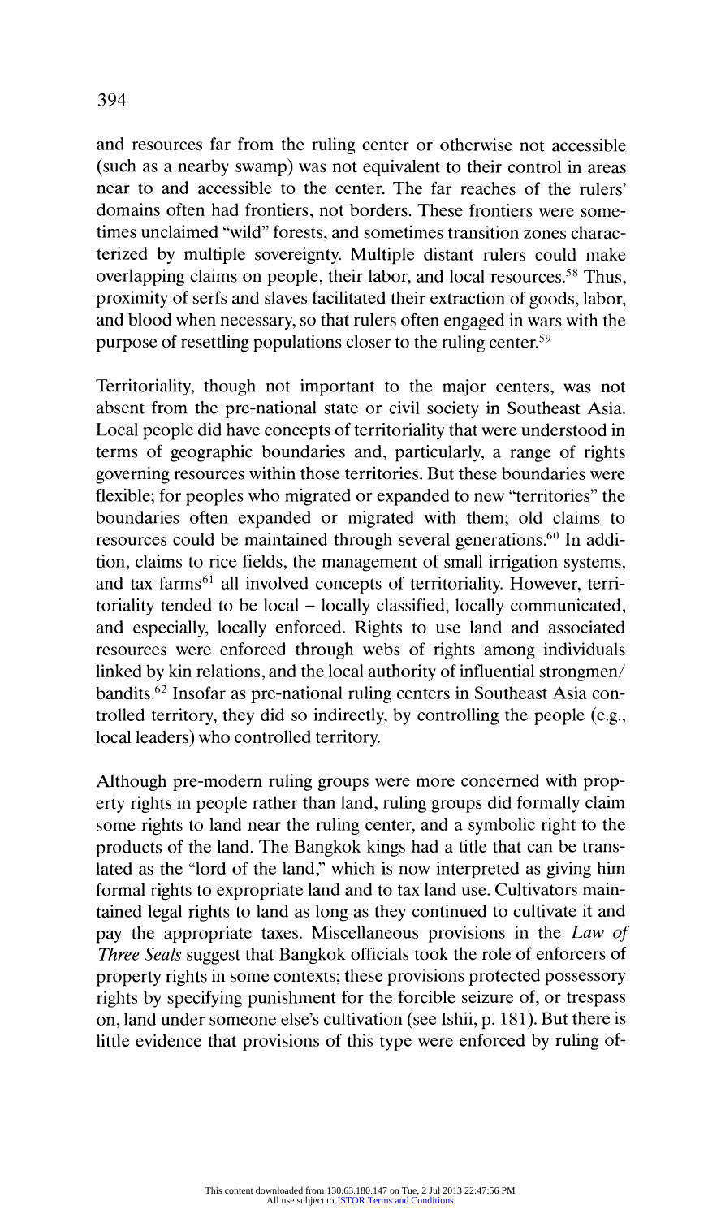and resources far from the ruling center or otherwise not accessible (such as a nearby swamp) was not equivalent to their control in areas near to and accessible to the center. The far reaches of the rulers' domains often had frontiers, not borders. These frontiers were sometimes unclaimed "wild" forests, and sometimes transition zones characterized by multiple sovereignty. Multiple distant rulers could make overlapping claims on people, their labor, and local resources.[58] Thus, proximity of serfs and slaves facilitated their extraction of goods, labor, and blood when necessary, so that rulers often engaged in wars with the purpose of resettling populations closer to the ruling center.[59]

Territoriality, though not important to the major centers, was not absent from the pre-national state or civil society in Southeast Asia. Local people did have concepts of territoriality that were understood in terms of geographic boundaries and, particularly, a range of rights governing resources within those territories. But these boundaries were flexible; for peoples who migrated or expanded to new "territories" the boundaries often expanded or migrated with them; old claims to resources could be maintained through several generations.[60] In addition, claims to rice fields, the management of small irrigation systems, and tax farms[61] all involved concepts of territoriality. However, territoriality tended to be local – locally classified, locally communicated, and especially, locally enforced. Rights to use land and associated resources were enforced through webs of rights among individuals linked by kin relations, and the local authority of influential strongmen/bandits.[62] Insofar as pre-national ruling centers in Southeast Asia controlled territory, they did so indirectly, by controlling the people (e.g., local leaders) who controlled territory.

Although pre-modern ruling groups were more concerned with property rights in people rather than land, ruling groups did formally claim some rights to land near the ruling center, and a symbolic right to the products of the land. The Bangkok kings had a title that can be translated as the "lord of the land," which is now interpreted as giving him formal rights to expropriate land and to tax land use. Cultivators maintained legal rights to land as long as they continued to cultivate it and pay the appropriate taxes. Miscellaneous provisions in the *Law of Three Seals* suggest that Bangkok officials took the role of enforcers of property rights in some contexts; these provisions protected possessory rights by specifying punishment for the forcible seizure of, or trespass on, land under someone else's cultivation (see Ishii, p. 181). But there is little evidence that provisions of this type were enforced by ruling of-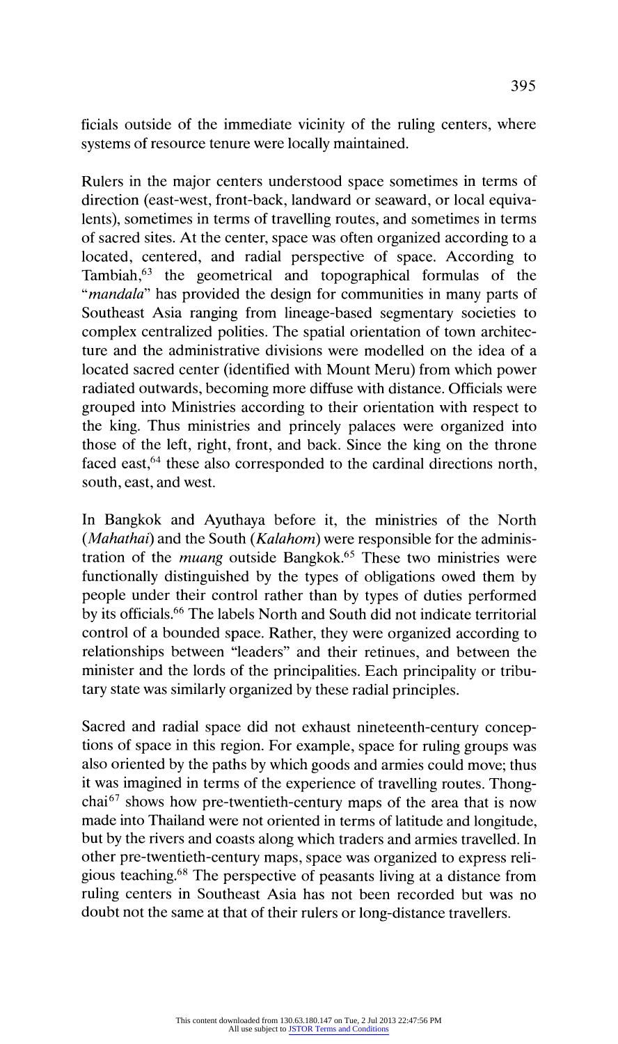ficials outside of the immediate vicinity of the ruling centers, where systems of resource tenure were locally maintained.

Rulers in the major centers understood space sometimes in terms of direction (east-west, front-back, landward or seaward, or local equivalents), sometimes in terms of travelling routes, and sometimes in terms of sacred sites. At the center, space was often organized according to a located, centered, and radial perspective of space. According to Tambiah,[63] the geometrical and topographical formulas of the "*mandala*" has provided the design for communities in many parts of Southeast Asia ranging from lineage-based segmentary societies to complex centralized polities. The spatial orientation of town architecture and the administrative divisions were modelled on the idea of a located sacred center (identified with Mount Meru) from which power radiated outwards, becoming more diffuse with distance. Officials were grouped into Ministries according to their orientation with respect to the king. Thus ministries and princely palaces were organized into those of the left, right, front, and back. Since the king on the throne faced east,[64] these also corresponded to the cardinal directions north, south, east, and west.

In Bangkok and Ayuthaya before it, the ministries of the North (*Mahathai*) and the South (*Kalahom*) were responsible for the administration of the *muang* outside Bangkok.[65] These two ministries were functionally distinguished by the types of obligations owed them by people under their control rather than by types of duties performed by its officials.[66] The labels North and South did not indicate territorial control of a bounded space. Rather, they were organized according to relationships between "leaders" and their retinues, and between the minister and the lords of the principalities. Each principality or tributary state was similarly organized by these radial principles.

Sacred and radial space did not exhaust nineteenth-century conceptions of space in this region. For example, space for ruling groups was also oriented by the paths by which goods and armies could move; thus it was imagined in terms of the experience of travelling routes. Thongchai[67] shows how pre-twentieth-century maps of the area that is now made into Thailand were not oriented in terms of latitude and longitude, but by the rivers and coasts along which traders and armies travelled. In other pre-twentieth-century maps, space was organized to express religious teaching.[68] The perspective of peasants living at a distance from ruling centers in Southeast Asia has not been recorded but was no doubt not the same at that of their rulers or long-distance travellers.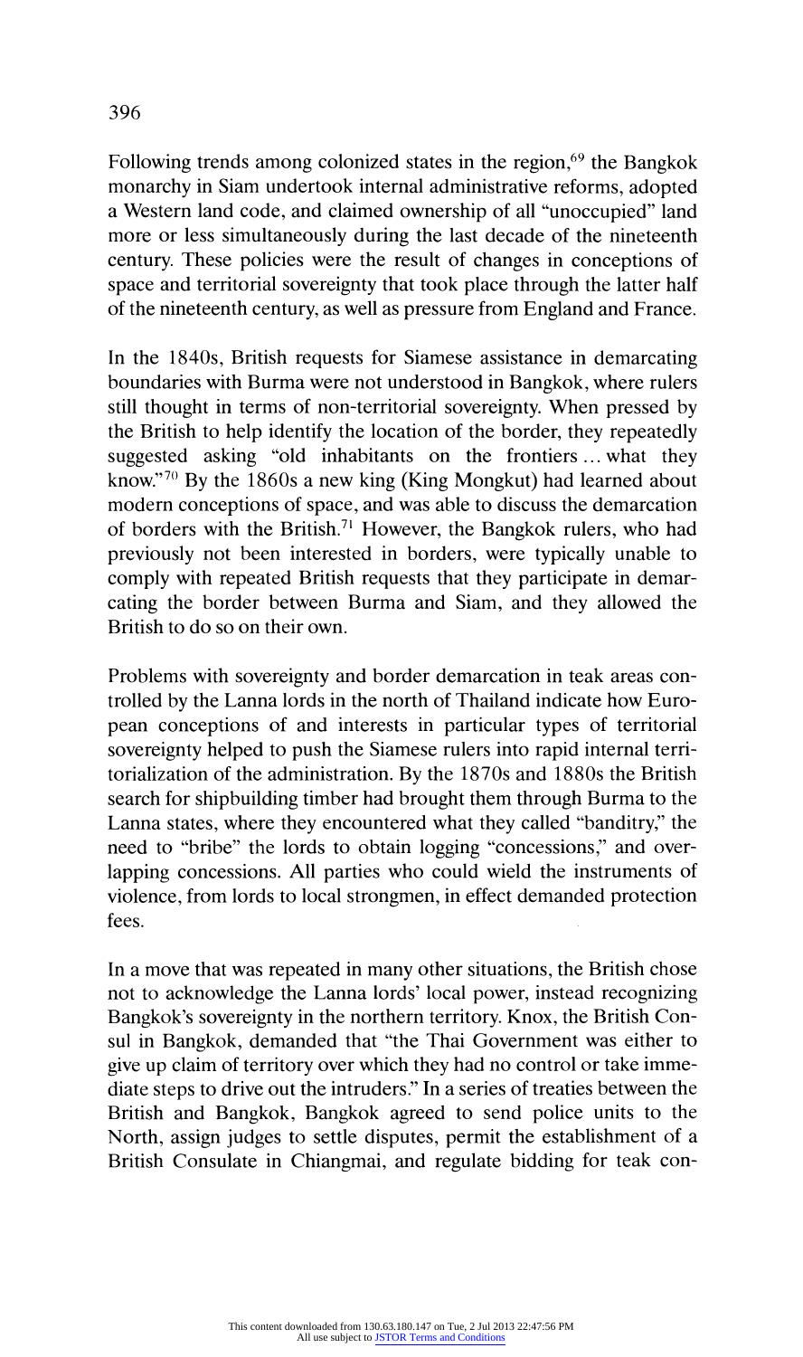Following trends among colonized states in the region,[69] the Bangkok monarchy in Siam undertook internal administrative reforms, adopted a Western land code, and claimed ownership of all "unoccupied" land more or less simultaneously during the last decade of the nineteenth century. These policies were the result of changes in conceptions of space and territorial sovereignty that took place through the latter half of the nineteenth century, as well as pressure from England and France.

In the 1840s, British requests for Siamese assistance in demarcating boundaries with Burma were not understood in Bangkok, where rulers still thought in terms of non-territorial sovereignty. When pressed by the British to help identify the location of the border, they repeatedly suggested asking "old inhabitants on the frontiers ... what they know."[70] By the 1860s a new king (King Mongkut) had learned about modern conceptions of space, and was able to discuss the demarcation of borders with the British.[71] However, the Bangkok rulers, who had previously not been interested in borders, were typically unable to comply with repeated British requests that they participate in demarcating the border between Burma and Siam, and they allowed the British to do so on their own.

Problems with sovereignty and border demarcation in teak areas controlled by the Lanna lords in the north of Thailand indicate how European conceptions of and interests in particular types of territorial sovereignty helped to push the Siamese rulers into rapid internal territorialization of the administration. By the 1870s and 1880s the British search for shipbuilding timber had brought them through Burma to the Lanna states, where they encountered what they called "banditry," the need to "bribe" the lords to obtain logging "concessions," and overlapping concessions. All parties who could wield the instruments of violence, from lords to local strongmen, in effect demanded protection fees.

In a move that was repeated in many other situations, the British chose not to acknowledge the Lanna lords' local power, instead recognizing Bangkok's sovereignty in the northern territory. Knox, the British Consul in Bangkok, demanded that "the Thai Government was either to give up claim of territory over which they had no control or take immediate steps to drive out the intruders." In a series of treaties between the British and Bangkok, Bangkok agreed to send police units to the North, assign judges to settle disputes, permit the establishment of a British Consulate in Chiangmai, and regulate bidding for teak con-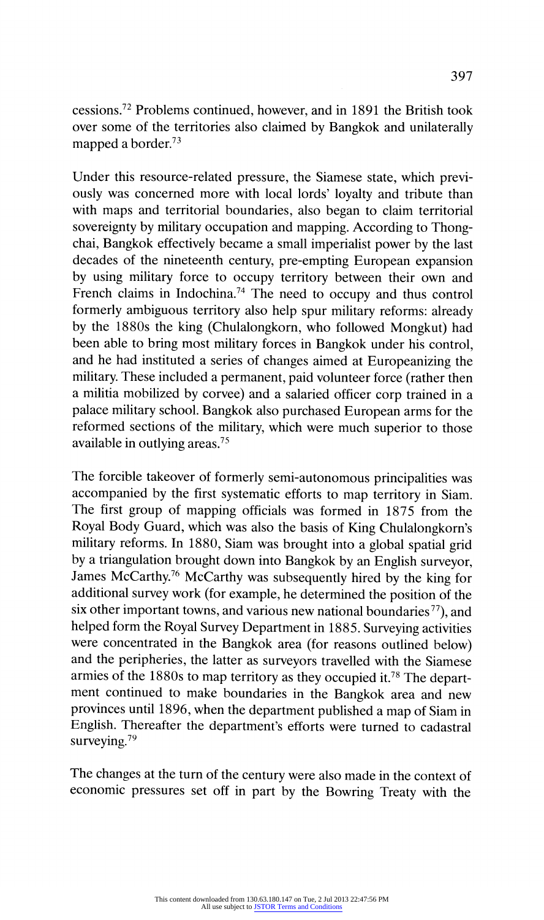cessions.[72] Problems continued, however, and in 1891 the British took over some of the territories also claimed by Bangkok and unilaterally mapped a border.[73]

Under this resource-related pressure, the Siamese state, which previously was concerned more with local lords' loyalty and tribute than with maps and territorial boundaries, also began to claim territorial sovereignty by military occupation and mapping. According to Thongchai, Bangkok effectively became a small imperialist power by the last decades of the nineteenth century, pre-empting European expansion by using military force to occupy territory between their own and French claims in Indochina.[74] The need to occupy and thus control formerly ambiguous territory also help spur military reforms: already by the 1880s the king (Chulalongkorn, who followed Mongkut) had been able to bring most military forces in Bangkok under his control, and he had instituted a series of changes aimed at Europeanizing the military. These included a permanent, paid volunteer force (rather then a militia mobilized by corvee) and a salaried officer corp trained in a palace military school. Bangkok also purchased European arms for the reformed sections of the military, which were much superior to those available in outlying areas.[75]

The forcible takeover of formerly semi-autonomous principalities was accompanied by the first systematic efforts to map territory in Siam. The first group of mapping officials was formed in 1875 from the Royal Body Guard, which was also the basis of King Chulalongkorn's military reforms. In 1880, Siam was brought into a global spatial grid by a triangulation brought down into Bangkok by an English surveyor, James McCarthy.[76] McCarthy was subsequently hired by the king for additional survey work (for example, he determined the position of the six other important towns, and various new national boundaries[77]), and helped form the Royal Survey Department in 1885. Surveying activities were concentrated in the Bangkok area (for reasons outlined below) and the peripheries, the latter as surveyors travelled with the Siamese armies of the 1880s to map territory as they occupied it.[78] The department continued to make boundaries in the Bangkok area and new provinces until 1896, when the department published a map of Siam in English. Thereafter the department's efforts were turned to cadastral surveying.[79]

The changes at the turn of the century were also made in the context of economic pressures set off in part by the Bowring Treaty with the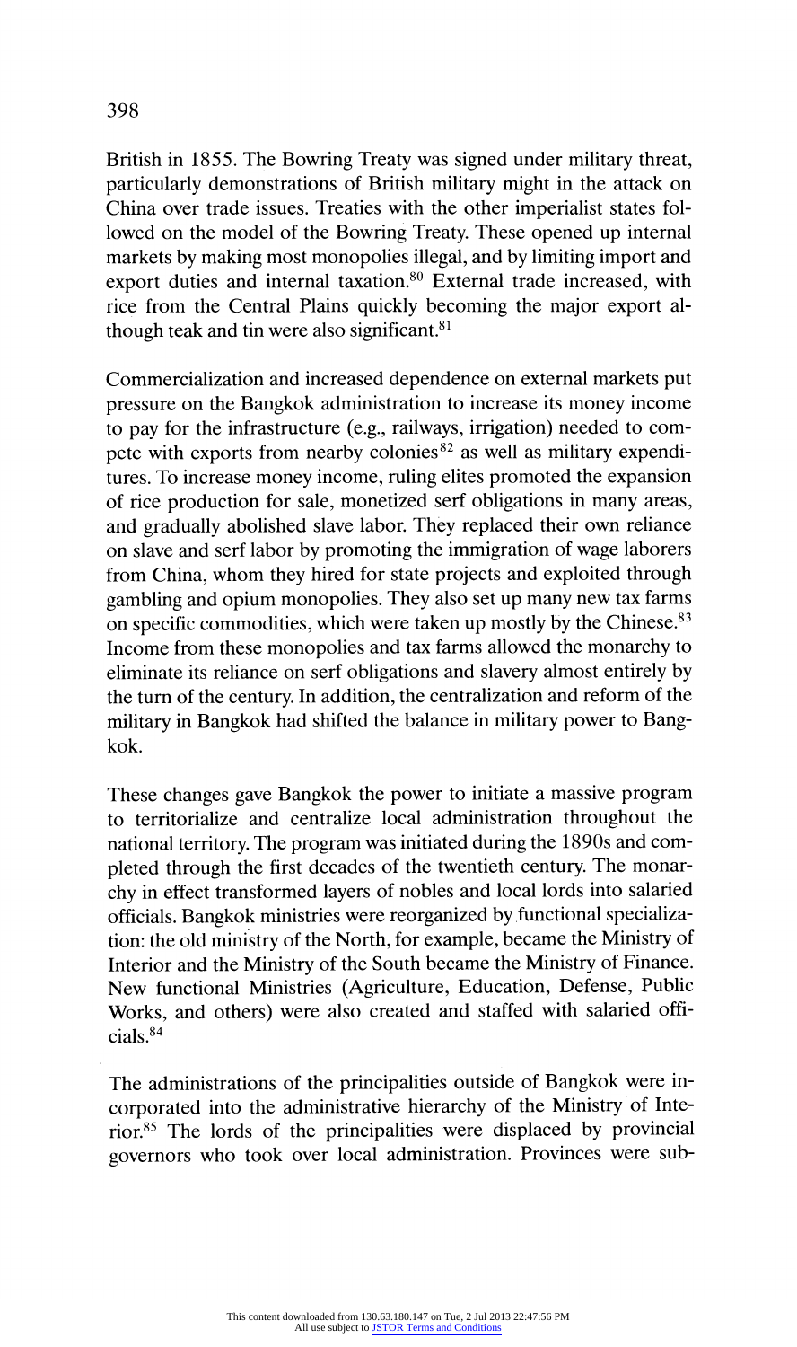British in 1855. The Bowring Treaty was signed under military threat, particularly demonstrations of British military might in the attack on China over trade issues. Treaties with the other imperialist states followed on the model of the Bowring Treaty. These opened up internal markets by making most monopolies illegal, and by limiting import and export duties and internal taxation.[80] External trade increased, with rice from the Central Plains quickly becoming the major export although teak and tin were also significant.[81]

Commercialization and increased dependence on external markets put pressure on the Bangkok administration to increase its money income to pay for the infrastructure (e.g., railways, irrigation) needed to compete with exports from nearby colonies[82] as well as military expenditures. To increase money income, ruling elites promoted the expansion of rice production for sale, monetized serf obligations in many areas, and gradually abolished slave labor. They replaced their own reliance on slave and serf labor by promoting the immigration of wage laborers from China, whom they hired for state projects and exploited through gambling and opium monopolies. They also set up many new tax farms on specific commodities, which were taken up mostly by the Chinese.[83] Income from these monopolies and tax farms allowed the monarchy to eliminate its reliance on serf obligations and slavery almost entirely by the turn of the century. In addition, the centralization and reform of the military in Bangkok had shifted the balance in military power to Bangkok.

These changes gave Bangkok the power to initiate a massive program to territorialize and centralize local administration throughout the national territory. The program was initiated during the 1890s and completed through the first decades of the twentieth century. The monarchy in effect transformed layers of nobles and local lords into salaried officials. Bangkok ministries were reorganized by functional specialization: the old ministry of the North, for example, became the Ministry of Interior and the Ministry of the South became the Ministry of Finance. New functional Ministries (Agriculture, Education, Defense, Public Works, and others) were also created and staffed with salaried officials.[84]

The administrations of the principalities outside of Bangkok were incorporated into the administrative hierarchy of the Ministry of Interior.[85] The lords of the principalities were displaced by provincial governors who took over local administration. Provinces were sub-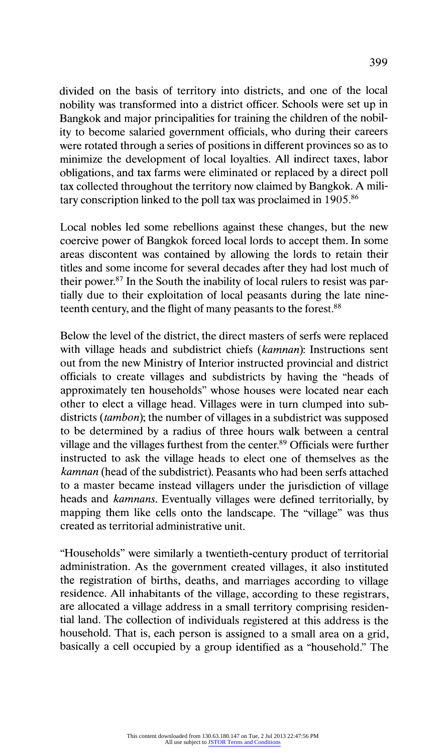divided on the basis of territory into districts, and one of the local nobility was transformed into a district officer. Schools were set up in Bangkok and major principalities for training the children of the nobility to become salaried government officials, who during their careers were rotated through a series of positions in different provinces so as to minimize the development of local loyalties. All indirect taxes, labor obligations, and tax farms were eliminated or replaced by a direct poll tax collected throughout the territory now claimed by Bangkok. A military conscription linked to the poll tax was proclaimed in 1905.[86]

Local nobles led some rebellions against these changes, but the new coercive power of Bangkok forced local lords to accept them. In some areas discontent was contained by allowing the lords to retain their titles and some income for several decades after they had lost much of their power.[87] In the South the inability of local rulers to resist was partially due to their exploitation of local peasants during the late nineteenth century, and the flight of many peasants to the forest.[88]

Below the level of the district, the direct masters of serfs were replaced with village heads and subdistrict chiefs (*kamnan*): Instructions sent out from the new Ministry of Interior instructed provincial and district officials to create villages and subdistricts by having the "heads of approximately ten households" whose houses were located near each other to elect a village head. Villages were in turn clumped into subdistricts (*tambon*); the number of villages in a subdistrict was supposed to be determined by a radius of three hours walk between a central village and the villages furthest from the center.[89] Officials were further instructed to ask the village heads to elect one of themselves as the *kamnan* (head of the subdistrict). Peasants who had been serfs attached to a master became instead villagers under the jurisdiction of village heads and *kamnans*. Eventually villages were defined territorially, by mapping them like cells onto the landscape. The "village" was thus created as territorial administrative unit.

"Households" were similarly a twentieth-century product of territorial administration. As the government created villages, it also instituted the registration of births, deaths, and marriages according to village residence. All inhabitants of the village, according to these registrars, are allocated a village address in a small territory comprising residential land. The collection of individuals registered at this address is the household. That is, each person is assigned to a small area on a grid, basically a cell occupied by a group identified as a "household." The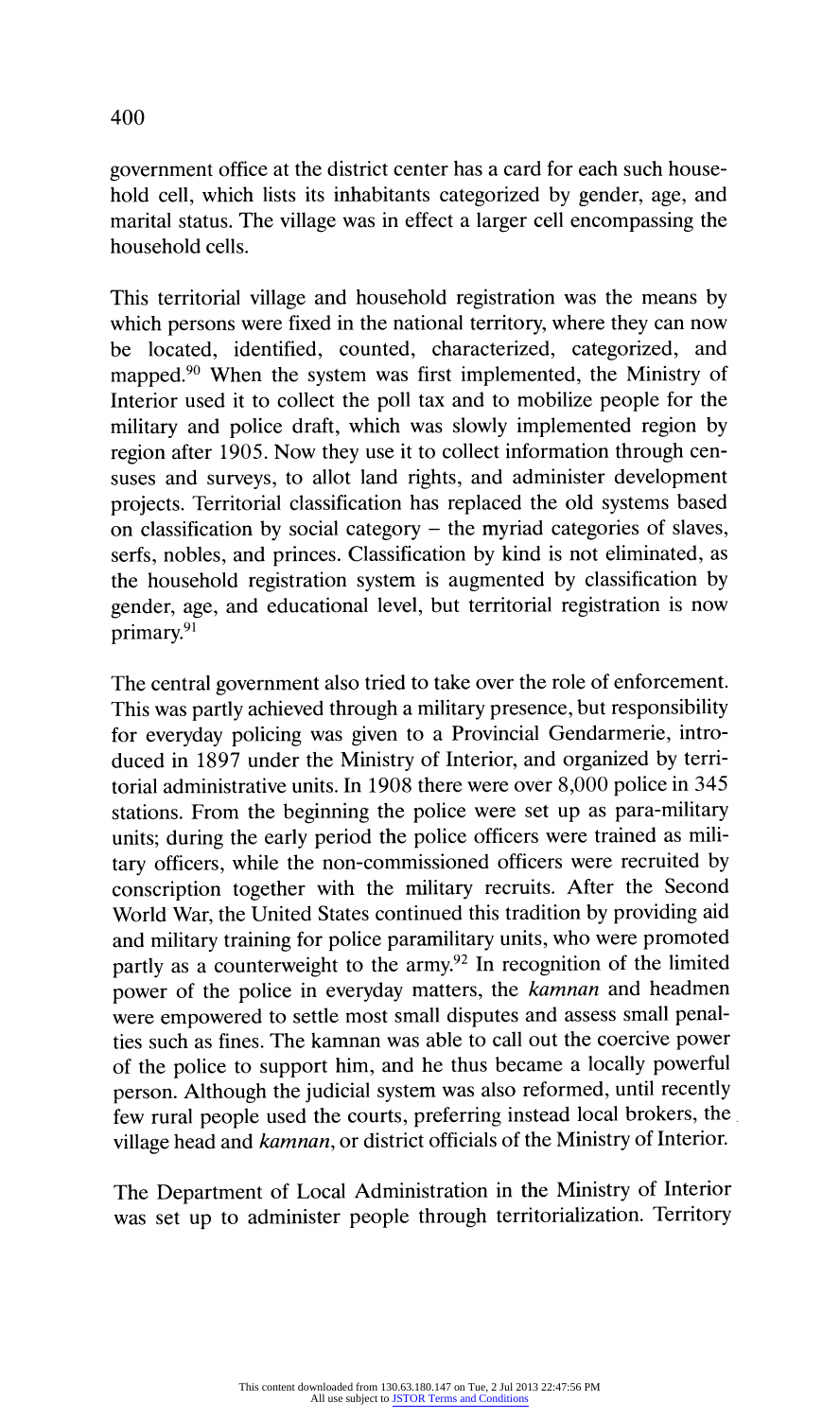government office at the district center has a card for each such household cell, which lists its inhabitants categorized by gender, age, and marital status. The village was in effect a larger cell encompassing the household cells.

This territorial village and household registration was the means by which persons were fixed in the national territory, where they can now be located, identified, counted, characterized, categorized, and mapped.[90] When the system was first implemented, the Ministry of Interior used it to collect the poll tax and to mobilize people for the military and police draft, which was slowly implemented region by region after 1905. Now they use it to collect information through censuses and surveys, to allot land rights, and administer development projects. Territorial classification has replaced the old systems based on classification by social category – the myriad categories of slaves, serfs, nobles, and princes. Classification by kind is not eliminated, as the household registration system is augmented by classification by gender, age, and educational level, but territorial registration is now primary.[91]

The central government also tried to take over the role of enforcement. This was partly achieved through a military presence, but responsibility for everyday policing was given to a Provincial Gendarmerie, introduced in 1897 under the Ministry of Interior, and organized by territorial administrative units. In 1908 there were over 8,000 police in 345 stations. From the beginning the police were set up as para-military units; during the early period the police officers were trained as military officers, while the non-commissioned officers were recruited by conscription together with the military recruits. After the Second World War, the United States continued this tradition by providing aid and military training for police paramilitary units, who were promoted partly as a counterweight to the army.[92] In recognition of the limited power of the police in everyday matters, the *kamnan* and headmen were empowered to settle most small disputes and assess small penalties such as fines. The kamnan was able to call out the coercive power of the police to support him, and he thus became a locally powerful person. Although the judicial system was also reformed, until recently few rural people used the courts, preferring instead local brokers, the village head and *kamnan*, or district officials of the Ministry of Interior.

The Department of Local Administration in the Ministry of Interior was set up to administer people through territorialization. Territory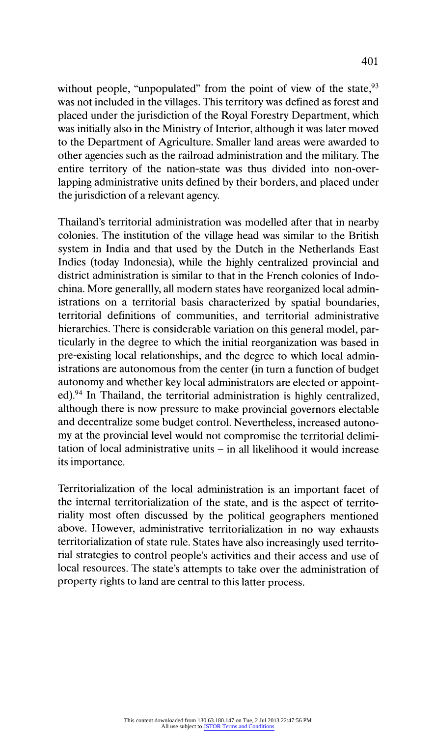without people, "unpopulated" from the point of view of the state,[93] was not included in the villages. This territory was defined as forest and placed under the jurisdiction of the Royal Forestry Department, which was initially also in the Ministry of Interior, although it was later moved to the Department of Agriculture. Smaller land areas were awarded to other agencies such as the railroad administration and the military. The entire territory of the nation-state was thus divided into non-overlapping administrative units defined by their borders, and placed under the jurisdiction of a relevant agency.

Thailand's territorial administration was modelled after that in nearby colonies. The institution of the village head was similar to the British system in India and that used by the Dutch in the Netherlands East Indies (today Indonesia), while the highly centralized provincial and district administration is similar to that in the French colonies of Indochina. More generallly, all modern states have reorganized local administrations on a territorial basis characterized by spatial boundaries, territorial definitions of communities, and territorial administrative hierarchies. There is considerable variation on this general model, particularly in the degree to which the initial reorganization was based in pre-existing local relationships, and the degree to which local administrations are autonomous from the center (in turn a function of budget autonomy and whether key local administrators are elected or appointed).[94] In Thailand, the territorial administration is highly centralized, although there is now pressure to make provincial governors electable and decentralize some budget control. Nevertheless, increased autonomy at the provincial level would not compromise the territorial delimitation of local administrative units – in all likelihood it would increase its importance.

Territorialization of the local administration is an important facet of the internal territorialization of the state, and is the aspect of territoriality most often discussed by the political geographers mentioned above. However, administrative territorialization in no way exhausts territorialization of state rule. States have also increasingly used territorial strategies to control people's activities and their access and use of local resources. The state's attempts to take over the administration of property rights to land are central to this latter process.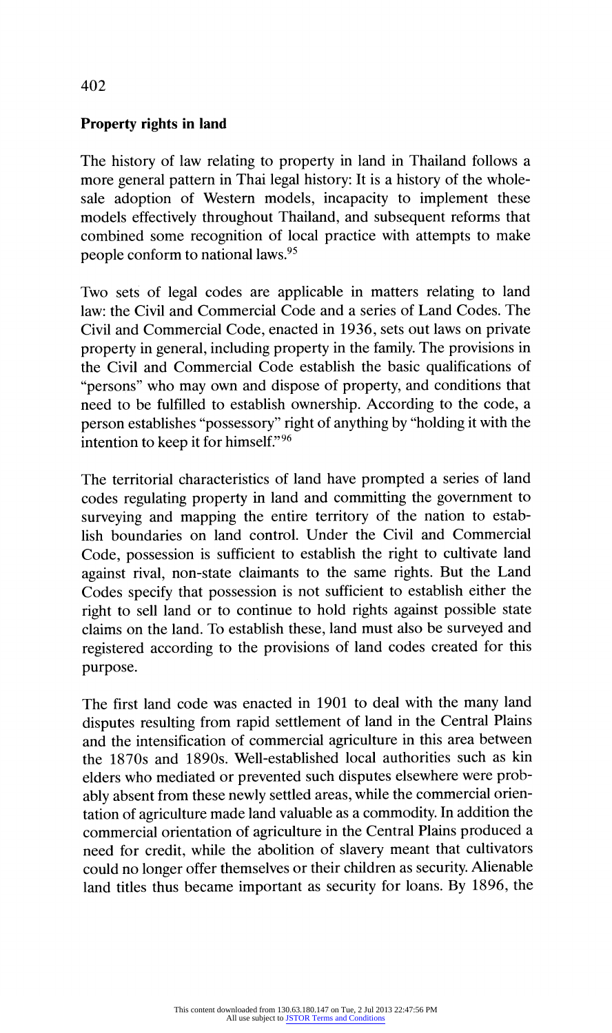## Property rights in land

The history of law relating to property in land in Thailand follows a more general pattern in Thai legal history: It is a history of the wholesale adoption of Western models, incapacity to implement these models effectively throughout Thailand, and subsequent reforms that combined some recognition of local practice with attempts to make people conform to national laws.[95]

Two sets of legal codes are applicable in matters relating to land law: the Civil and Commercial Code and a series of Land Codes. The Civil and Commercial Code, enacted in 1936, sets out laws on private property in general, including property in the family. The provisions in the Civil and Commercial Code establish the basic qualifications of "persons" who may own and dispose of property, and conditions that need to be fulfilled to establish ownership. According to the code, a person establishes "possessory" right of anything by "holding it with the intention to keep it for himself."[96]

The territorial characteristics of land have prompted a series of land codes regulating property in land and committing the government to surveying and mapping the entire territory of the nation to establish boundaries on land control. Under the Civil and Commercial Code, possession is sufficient to establish the right to cultivate land against rival, non-state claimants to the same rights. But the Land Codes specify that possession is not sufficient to establish either the right to sell land or to continue to hold rights against possible state claims on the land. To establish these, land must also be surveyed and registered according to the provisions of land codes created for this purpose.

The first land code was enacted in 1901 to deal with the many land disputes resulting from rapid settlement of land in the Central Plains and the intensification of commercial agriculture in this area between the 1870s and 1890s. Well-established local authorities such as kin elders who mediated or prevented such disputes elsewhere were probably absent from these newly settled areas, while the commercial orientation of agriculture made land valuable as a commodity. In addition the commercial orientation of agriculture in the Central Plains produced a need for credit, while the abolition of slavery meant that cultivators could no longer offer themselves or their children as security. Alienable land titles thus became important as security for loans. By 1896, the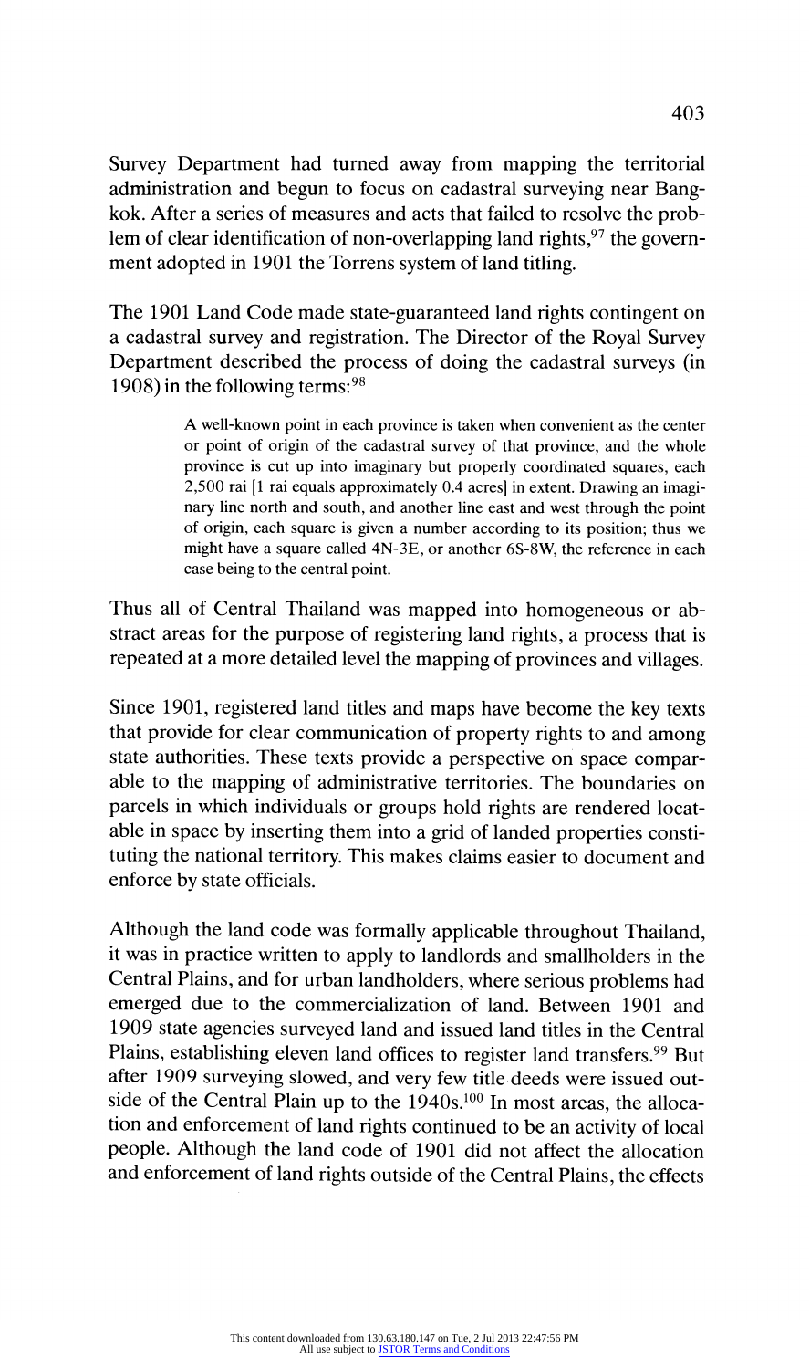Survey Department had turned away from mapping the territorial administration and begun to focus on cadastral surveying near Bangkok. After a series of measures and acts that failed to resolve the problem of clear identification of non-overlapping land rights,[97] the government adopted in 1901 the Torrens system of land titling.

The 1901 Land Code made state-guaranteed land rights contingent on a cadastral survey and registration. The Director of the Royal Survey Department described the process of doing the cadastral surveys (in 1908) in the following terms:[98]

> A well-known point in each province is taken when convenient as the center or point of origin of the cadastral survey of that province, and the whole province is cut up into imaginary but properly coordinated squares, each 2,500 rai [1 rai equals approximately 0.4 acres] in extent. Drawing an imaginary line north and south, and another line east and west through the point of origin, each square is given a number according to its position; thus we might have a square called 4N-3E, or another 6S-8W, the reference in each case being to the central point.

Thus all of Central Thailand was mapped into homogeneous or abstract areas for the purpose of registering land rights, a process that is repeated at a more detailed level the mapping of provinces and villages.

Since 1901, registered land titles and maps have become the key texts that provide for clear communication of property rights to and among state authorities. These texts provide a perspective on space comparable to the mapping of administrative territories. The boundaries on parcels in which individuals or groups hold rights are rendered locatable in space by inserting them into a grid of landed properties constituting the national territory. This makes claims easier to document and enforce by state officials.

Although the land code was formally applicable throughout Thailand, it was in practice written to apply to landlords and smallholders in the Central Plains, and for urban landholders, where serious problems had emerged due to the commercialization of land. Between 1901 and 1909 state agencies surveyed land and issued land titles in the Central Plains, establishing eleven land offices to register land transfers.[99] But after 1909 surveying slowed, and very few title deeds were issued outside of the Central Plain up to the 1940s.[100] In most areas, the allocation and enforcement of land rights continued to be an activity of local people. Although the land code of 1901 did not affect the allocation and enforcement of land rights outside of the Central Plains, the effects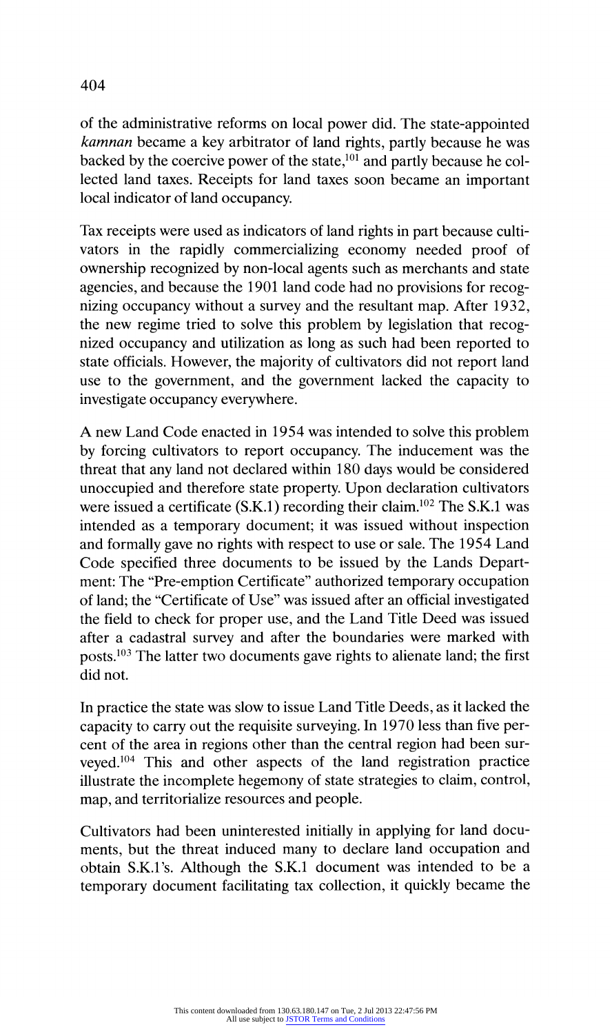of the administrative reforms on local power did. The state-appointed *kamnan* became a key arbitrator of land rights, partly because he was backed by the coercive power of the state,[101] and partly because he collected land taxes. Receipts for land taxes soon became an important local indicator of land occupancy.

Tax receipts were used as indicators of land rights in part because cultivators in the rapidly commercializing economy needed proof of ownership recognized by non-local agents such as merchants and state agencies, and because the 1901 land code had no provisions for recognizing occupancy without a survey and the resultant map. After 1932, the new regime tried to solve this problem by legislation that recognized occupancy and utilization as long as such had been reported to state officials. However, the majority of cultivators did not report land use to the government, and the government lacked the capacity to investigate occupancy everywhere.

A new Land Code enacted in 1954 was intended to solve this problem by forcing cultivators to report occupancy. The inducement was the threat that any land not declared within 180 days would be considered unoccupied and therefore state property. Upon declaration cultivators were issued a certificate (S.K.1) recording their claim.[102] The S.K.1 was intended as a temporary document; it was issued without inspection and formally gave no rights with respect to use or sale. The 1954 Land Code specified three documents to be issued by the Lands Department: The "Pre-emption Certificate" authorized temporary occupation of land; the "Certificate of Use" was issued after an official investigated the field to check for proper use, and the Land Title Deed was issued after a cadastral survey and after the boundaries were marked with posts.[103] The latter two documents gave rights to alienate land; the first did not.

In practice the state was slow to issue Land Title Deeds, as it lacked the capacity to carry out the requisite surveying. In 1970 less than five percent of the area in regions other than the central region had been surveyed.[104] This and other aspects of the land registration practice illustrate the incomplete hegemony of state strategies to claim, control, map, and territorialize resources and people.

Cultivators had been uninterested initially in applying for land documents, but the threat induced many to declare land occupation and obtain S.K.1's. Although the S.K.1 document was intended to be a temporary document facilitating tax collection, it quickly became the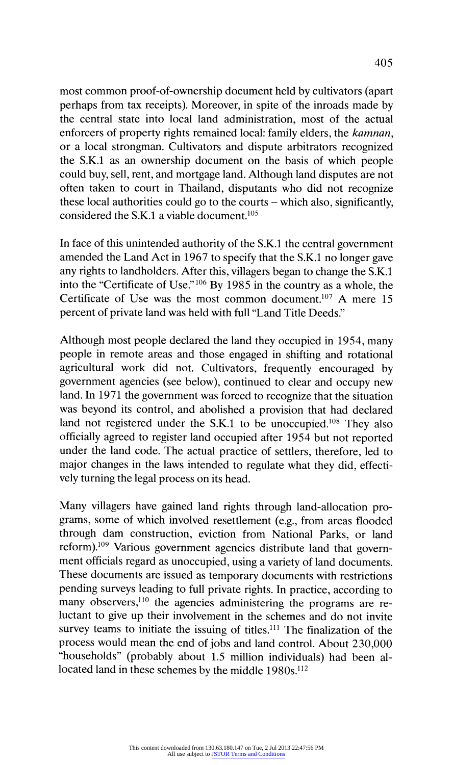most common proof-of-ownership document held by cultivators (apart perhaps from tax receipts). Moreover, in spite of the inroads made by the central state into local land administration, most of the actual enforcers of property rights remained local: family elders, the *kamnan*, or a local strongman. Cultivators and dispute arbitrators recognized the S.K.1 as an ownership document on the basis of which people could buy, sell, rent, and mortgage land. Although land disputes are not often taken to court in Thailand, disputants who did not recognize these local authorities could go to the courts – which also, significantly, considered the S.K.1 a viable document.[105]

In face of this unintended authority of the S.K.1 the central government amended the Land Act in 1967 to specify that the S.K.1 no longer gave any rights to landholders. After this, villagers began to change the S.K.1 into the "Certificate of Use."[106] By 1985 in the country as a whole, the Certificate of Use was the most common document.[107] A mere 15 percent of private land was held with full "Land Title Deeds."

Although most people declared the land they occupied in 1954, many people in remote areas and those engaged in shifting and rotational agricultural work did not. Cultivators, frequently encouraged by government agencies (see below), continued to clear and occupy new land. In 1971 the government was forced to recognize that the situation was beyond its control, and abolished a provision that had declared land not registered under the S.K.1 to be unoccupied.[108] They also officially agreed to register land occupied after 1954 but not reported under the land code. The actual practice of settlers, therefore, led to major changes in the laws intended to regulate what they did, effectively turning the legal process on its head.

Many villagers have gained land rights through land-allocation programs, some of which involved resettlement (e.g., from areas flooded through dam construction, eviction from National Parks, or land reform).[109] Various government agencies distribute land that government officials regard as unoccupied, using a variety of land documents. These documents are issued as temporary documents with restrictions pending surveys leading to full private rights. In practice, according to many observers,[110] the agencies administering the programs are reluctant to give up their involvement in the schemes and do not invite survey teams to initiate the issuing of titles.[111] The finalization of the process would mean the end of jobs and land control. About 230,000 "households" (probably about 1.5 million individuals) had been allocated land in these schemes by the middle 1980s.[112]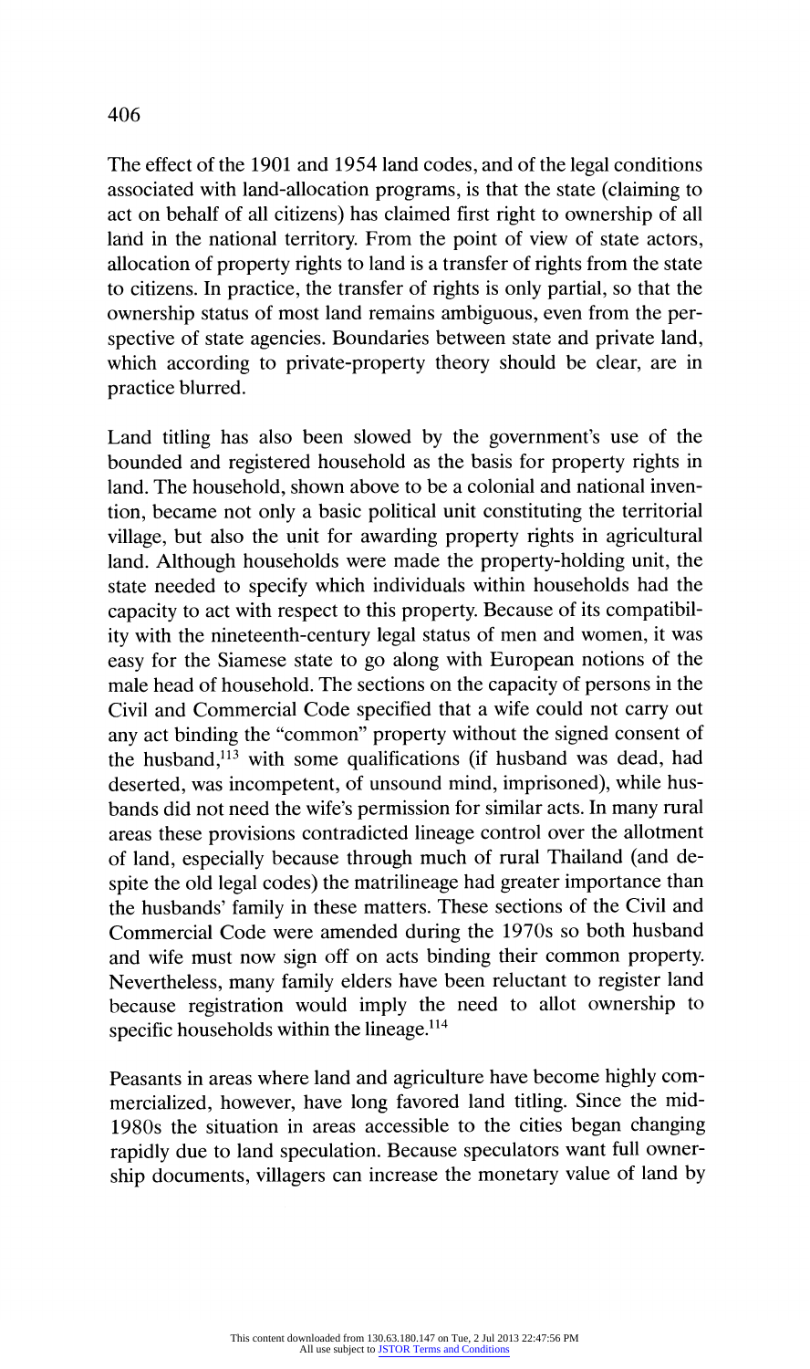The effect of the 1901 and 1954 land codes, and of the legal conditions associated with land-allocation programs, is that the state (claiming to act on behalf of all citizens) has claimed first right to ownership of all land in the national territory. From the point of view of state actors, allocation of property rights to land is a transfer of rights from the state to citizens. In practice, the transfer of rights is only partial, so that the ownership status of most land remains ambiguous, even from the perspective of state agencies. Boundaries between state and private land, which according to private-property theory should be clear, are in practice blurred.

Land titling has also been slowed by the government's use of the bounded and registered household as the basis for property rights in land. The household, shown above to be a colonial and national invention, became not only a basic political unit constituting the territorial village, but also the unit for awarding property rights in agricultural land. Although households were made the property-holding unit, the state needed to specify which individuals within households had the capacity to act with respect to this property. Because of its compatibility with the nineteenth-century legal status of men and women, it was easy for the Siamese state to go along with European notions of the male head of household. The sections on the capacity of persons in the Civil and Commercial Code specified that a wife could not carry out any act binding the "common" property without the signed consent of the husband,[113] with some qualifications (if husband was dead, had deserted, was incompetent, of unsound mind, imprisoned), while husbands did not need the wife's permission for similar acts. In many rural areas these provisions contradicted lineage control over the allotment of land, especially because through much of rural Thailand (and despite the old legal codes) the matrilineage had greater importance than the husbands' family in these matters. These sections of the Civil and Commercial Code were amended during the 1970s so both husband and wife must now sign off on acts binding their common property. Nevertheless, many family elders have been reluctant to register land because registration would imply the need to allot ownership to specific households within the lineage.[114]

Peasants in areas where land and agriculture have become highly commercialized, however, have long favored land titling. Since the mid-1980s the situation in areas accessible to the cities began changing rapidly due to land speculation. Because speculators want full ownership documents, villagers can increase the monetary value of land by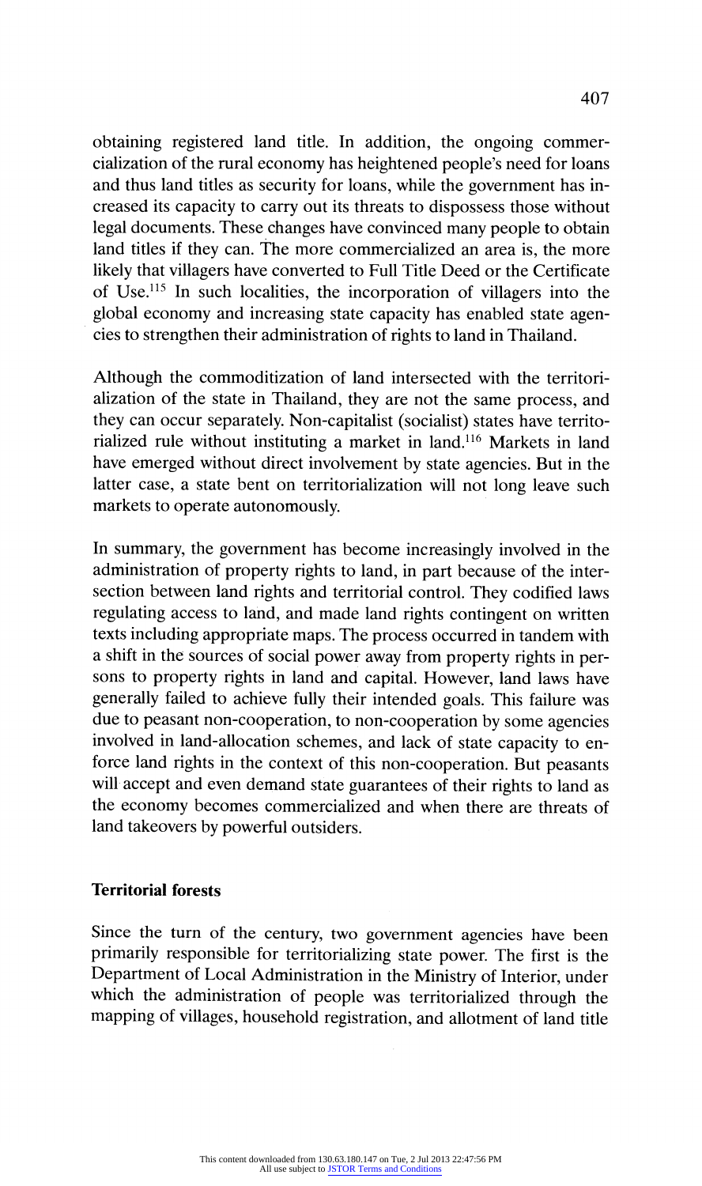obtaining registered land title. In addition, the ongoing commercialization of the rural economy has heightened people's need for loans and thus land titles as security for loans, while the government has increased its capacity to carry out its threats to dispossess those without legal documents. These changes have convinced many people to obtain land titles if they can. The more commercialized an area is, the more likely that villagers have converted to Full Title Deed or the Certificate of Use.[115] In such localities, the incorporation of villagers into the global economy and increasing state capacity has enabled state agencies to strengthen their administration of rights to land in Thailand.

Although the commoditization of land intersected with the territorialization of the state in Thailand, they are not the same process, and they can occur separately. Non-capitalist (socialist) states have territorialized rule without instituting a market in land.[116] Markets in land have emerged without direct involvement by state agencies. But in the latter case, a state bent on territorialization will not long leave such markets to operate autonomously.

In summary, the government has become increasingly involved in the administration of property rights to land, in part because of the intersection between land rights and territorial control. They codified laws regulating access to land, and made land rights contingent on written texts including appropriate maps. The process occurred in tandem with a shift in the sources of social power away from property rights in persons to property rights in land and capital. However, land laws have generally failed to achieve fully their intended goals. This failure was due to peasant non-cooperation, to non-cooperation by some agencies involved in land-allocation schemes, and lack of state capacity to enforce land rights in the context of this non-cooperation. But peasants will accept and even demand state guarantees of their rights to land as the economy becomes commercialized and when there are threats of land takeovers by powerful outsiders.

### Territorial forests

Since the turn of the century, two government agencies have been primarily responsible for territorializing state power. The first is the Department of Local Administration in the Ministry of Interior, under which the administration of people was territorialized through the mapping of villages, household registration, and allotment of land title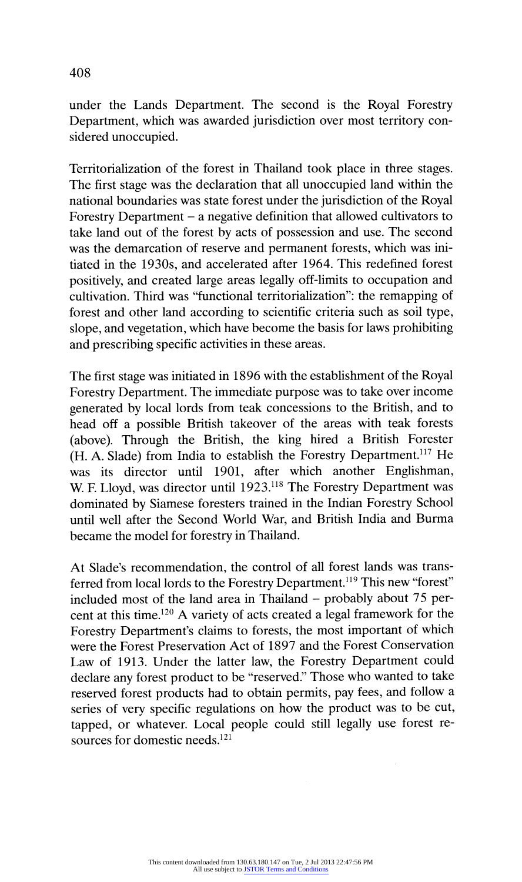under the Lands Department. The second is the Royal Forestry Department, which was awarded jurisdiction over most territory considered unoccupied.

Territorialization of the forest in Thailand took place in three stages. The first stage was the declaration that all unoccupied land within the national boundaries was state forest under the jurisdiction of the Royal Forestry Department – a negative definition that allowed cultivators to take land out of the forest by acts of possession and use. The second was the demarcation of reserve and permanent forests, which was initiated in the 1930s, and accelerated after 1964. This redefined forest positively, and created large areas legally off-limits to occupation and cultivation. Third was "functional territorialization": the remapping of forest and other land according to scientific criteria such as soil type, slope, and vegetation, which have become the basis for laws prohibiting and prescribing specific activities in these areas.

The first stage was initiated in 1896 with the establishment of the Royal Forestry Department. The immediate purpose was to take over income generated by local lords from teak concessions to the British, and to head off a possible British takeover of the areas with teak forests (above). Through the British, the king hired a British Forester (H. A. Slade) from India to establish the Forestry Department.[117] He was its director until 1901, after which another Englishman, W. F. Lloyd, was director until 1923.[118] The Forestry Department was dominated by Siamese foresters trained in the Indian Forestry School until well after the Second World War, and British India and Burma became the model for forestry in Thailand.

At Slade's recommendation, the control of all forest lands was transferred from local lords to the Forestry Department.[119] This new "forest" included most of the land area in Thailand – probably about 75 percent at this time.[120] A variety of acts created a legal framework for the Forestry Department's claims to forests, the most important of which were the Forest Preservation Act of 1897 and the Forest Conservation Law of 1913. Under the latter law, the Forestry Department could declare any forest product to be "reserved." Those who wanted to take reserved forest products had to obtain permits, pay fees, and follow a series of very specific regulations on how the product was to be cut, tapped, or whatever. Local people could still legally use forest resources for domestic needs.[121]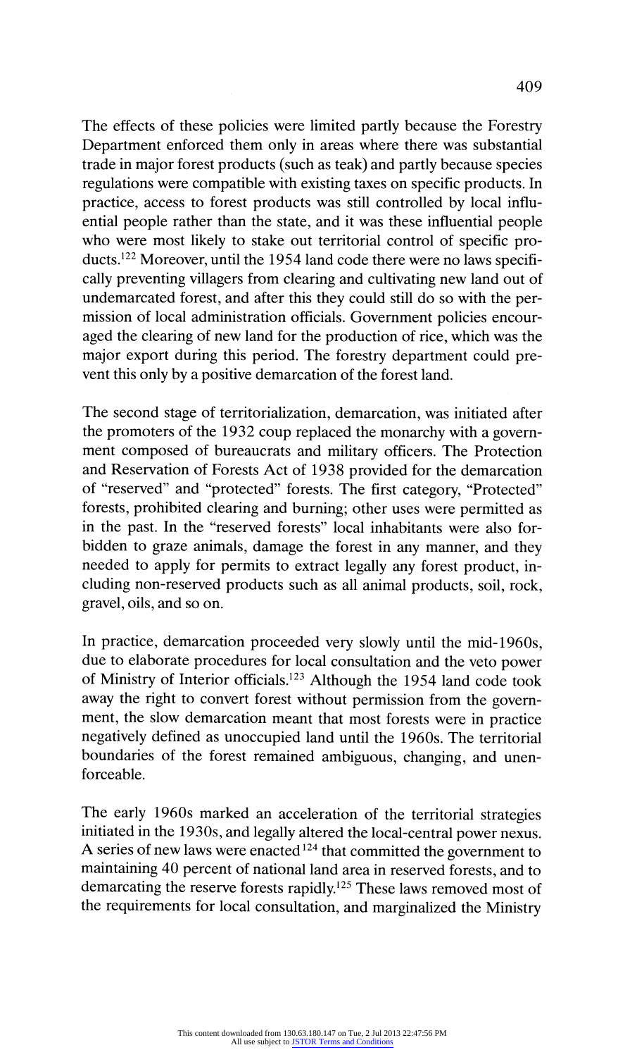The effects of these policies were limited partly because the Forestry Department enforced them only in areas where there was substantial trade in major forest products (such as teak) and partly because species regulations were compatible with existing taxes on specific products. In practice, access to forest products was still controlled by local influential people rather than the state, and it was these influential people who were most likely to stake out territorial control of specific products.[122] Moreover, until the 1954 land code there were no laws specifically preventing villagers from clearing and cultivating new land out of undemarcated forest, and after this they could still do so with the permission of local administration officials. Government policies encouraged the clearing of new land for the production of rice, which was the major export during this period. The forestry department could prevent this only by a positive demarcation of the forest land.

The second stage of territorialization, demarcation, was initiated after the promoters of the 1932 coup replaced the monarchy with a government composed of bureaucrats and military officers. The Protection and Reservation of Forests Act of 1938 provided for the demarcation of "reserved" and "protected" forests. The first category, "Protected" forests, prohibited clearing and burning; other uses were permitted as in the past. In the "reserved forests" local inhabitants were also forbidden to graze animals, damage the forest in any manner, and they needed to apply for permits to extract legally any forest product, including non-reserved products such as all animal products, soil, rock, gravel, oils, and so on.

In practice, demarcation proceeded very slowly until the mid-1960s, due to elaborate procedures for local consultation and the veto power of Ministry of Interior officials.[123] Although the 1954 land code took away the right to convert forest without permission from the government, the slow demarcation meant that most forests were in practice negatively defined as unoccupied land until the 1960s. The territorial boundaries of the forest remained ambiguous, changing, and unenforceable.

The early 1960s marked an acceleration of the territorial strategies initiated in the 1930s, and legally altered the local-central power nexus. A series of new laws were enacted[124] that committed the government to maintaining 40 percent of national land area in reserved forests, and to demarcating the reserve forests rapidly.[125] These laws removed most of the requirements for local consultation, and marginalized the Ministry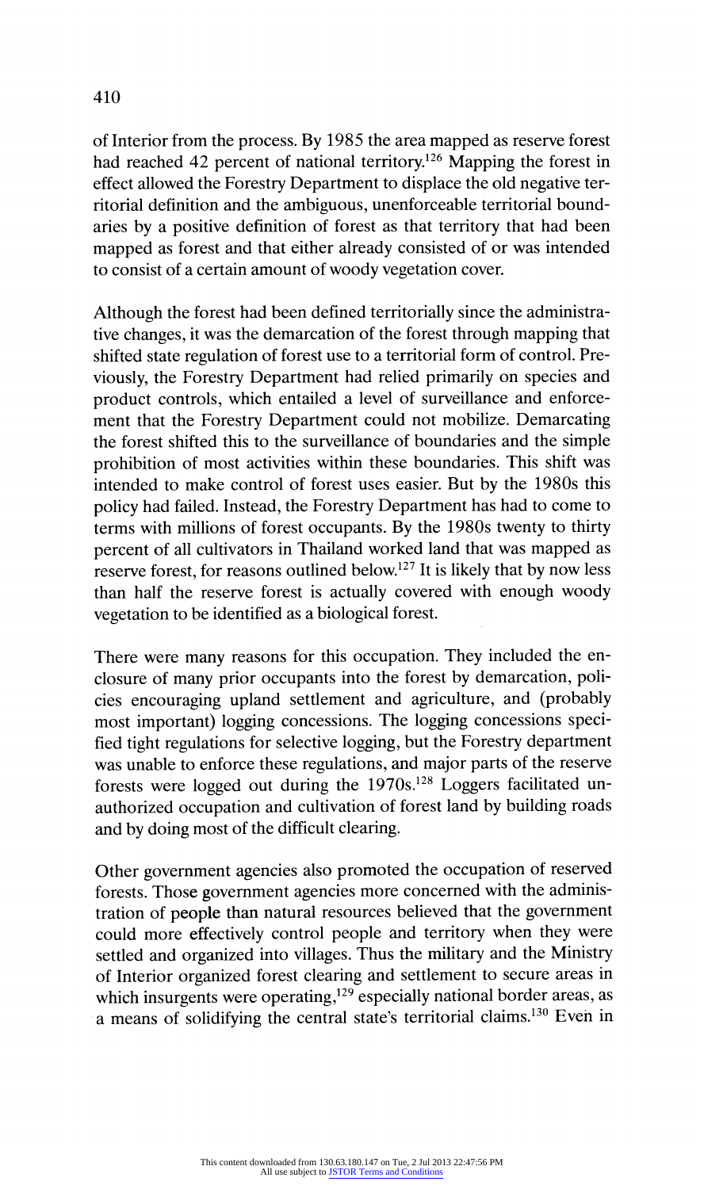of Interior from the process. By 1985 the area mapped as reserve forest had reached 42 percent of national territory.[126] Mapping the forest in effect allowed the Forestry Department to displace the old negative territorial definition and the ambiguous, unenforceable territorial boundaries by a positive definition of forest as that territory that had been mapped as forest and that either already consisted of or was intended to consist of a certain amount of woody vegetation cover.

Although the forest had been defined territorially since the administrative changes, it was the demarcation of the forest through mapping that shifted state regulation of forest use to a territorial form of control. Previously, the Forestry Department had relied primarily on species and product controls, which entailed a level of surveillance and enforcement that the Forestry Department could not mobilize. Demarcating the forest shifted this to the surveillance of boundaries and the simple prohibition of most activities within these boundaries. This shift was intended to make control of forest uses easier. But by the 1980s this policy had failed. Instead, the Forestry Department has had to come to terms with millions of forest occupants. By the 1980s twenty to thirty percent of all cultivators in Thailand worked land that was mapped as reserve forest, for reasons outlined below.[127] It is likely that by now less than half the reserve forest is actually covered with enough woody vegetation to be identified as a biological forest.

There were many reasons for this occupation. They included the enclosure of many prior occupants into the forest by demarcation, policies encouraging upland settlement and agriculture, and (probably most important) logging concessions. The logging concessions specified tight regulations for selective logging, but the Forestry department was unable to enforce these regulations, and major parts of the reserve forests were logged out during the 1970s.[128] Loggers facilitated unauthorized occupation and cultivation of forest land by building roads and by doing most of the difficult clearing.

Other government agencies also promoted the occupation of reserved forests. Those government agencies more concerned with the administration of people than natural resources believed that the government could more effectively control people and territory when they were settled and organized into villages. Thus the military and the Ministry of Interior organized forest clearing and settlement to secure areas in which insurgents were operating,[129] especially national border areas, as a means of solidifying the central state's territorial claims.[130] Even in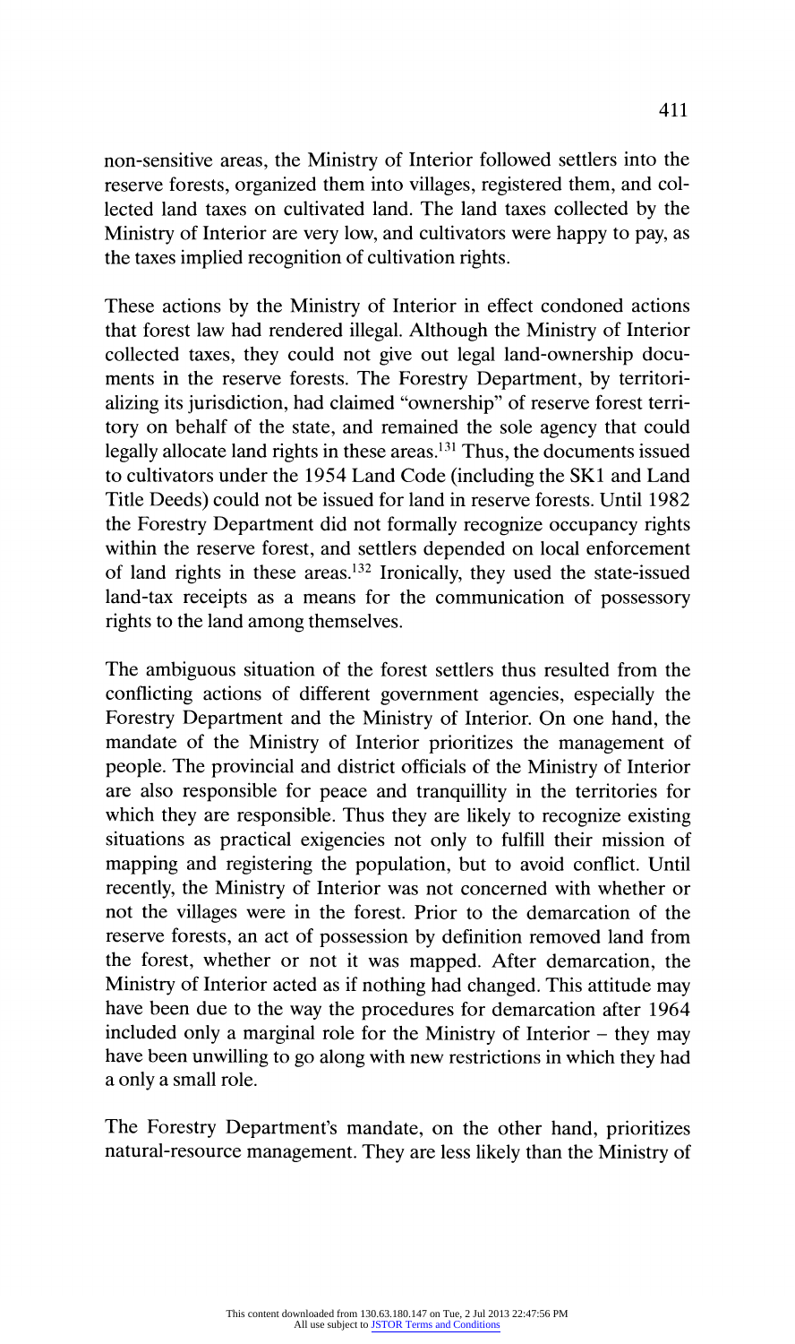non-sensitive areas, the Ministry of Interior followed settlers into the reserve forests, organized them into villages, registered them, and collected land taxes on cultivated land. The land taxes collected by the Ministry of Interior are very low, and cultivators were happy to pay, as the taxes implied recognition of cultivation rights.

These actions by the Ministry of Interior in effect condoned actions that forest law had rendered illegal. Although the Ministry of Interior collected taxes, they could not give out legal land-ownership documents in the reserve forests. The Forestry Department, by territorializing its jurisdiction, had claimed "ownership" of reserve forest territory on behalf of the state, and remained the sole agency that could legally allocate land rights in these areas.[131] Thus, the documents issued to cultivators under the 1954 Land Code (including the SK1 and Land Title Deeds) could not be issued for land in reserve forests. Until 1982 the Forestry Department did not formally recognize occupancy rights within the reserve forest, and settlers depended on local enforcement of land rights in these areas.[132] Ironically, they used the state-issued land-tax receipts as a means for the communication of possessory rights to the land among themselves.

The ambiguous situation of the forest settlers thus resulted from the conflicting actions of different government agencies, especially the Forestry Department and the Ministry of Interior. On one hand, the mandate of the Ministry of Interior prioritizes the management of people. The provincial and district officials of the Ministry of Interior are also responsible for peace and tranquillity in the territories for which they are responsible. Thus they are likely to recognize existing situations as practical exigencies not only to fulfill their mission of mapping and registering the population, but to avoid conflict. Until recently, the Ministry of Interior was not concerned with whether or not the villages were in the forest. Prior to the demarcation of the reserve forests, an act of possession by definition removed land from the forest, whether or not it was mapped. After demarcation, the Ministry of Interior acted as if nothing had changed. This attitude may have been due to the way the procedures for demarcation after 1964 included only a marginal role for the Ministry of Interior – they may have been unwilling to go along with new restrictions in which they had a only a small role.

The Forestry Department's mandate, on the other hand, prioritizes natural-resource management. They are less likely than the Ministry of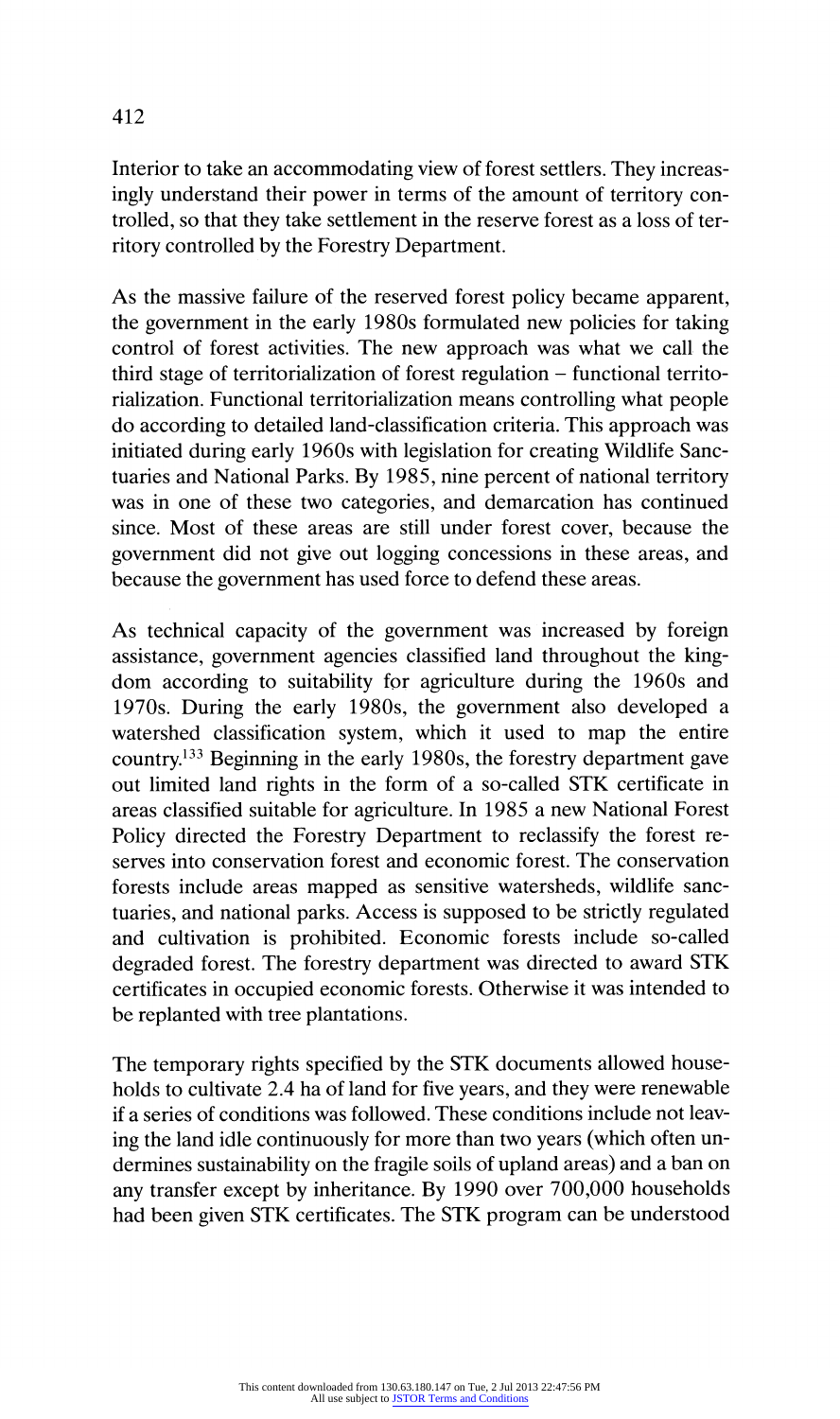Interior to take an accommodating view of forest settlers. They increasingly understand their power in terms of the amount of territory controlled, so that they take settlement in the reserve forest as a loss of territory controlled by the Forestry Department.

As the massive failure of the reserved forest policy became apparent, the government in the early 1980s formulated new policies for taking control of forest activities. The new approach was what we call the third stage of territorialization of forest regulation – functional territorialization. Functional territorialization means controlling what people do according to detailed land-classification criteria. This approach was initiated during early 1960s with legislation for creating Wildlife Sanctuaries and National Parks. By 1985, nine percent of national territory was in one of these two categories, and demarcation has continued since. Most of these areas are still under forest cover, because the government did not give out logging concessions in these areas, and because the government has used force to defend these areas.

As technical capacity of the government was increased by foreign assistance, government agencies classified land throughout the kingdom according to suitability for agriculture during the 1960s and 1970s. During the early 1980s, the government also developed a watershed classification system, which it used to map the entire country.[133] Beginning in the early 1980s, the forestry department gave out limited land rights in the form of a so-called STK certificate in areas classified suitable for agriculture. In 1985 a new National Forest Policy directed the Forestry Department to reclassify the forest reserves into conservation forest and economic forest. The conservation forests include areas mapped as sensitive watersheds, wildlife sanctuaries, and national parks. Access is supposed to be strictly regulated and cultivation is prohibited. Economic forests include so-called degraded forest. The forestry department was directed to award STK certificates in occupied economic forests. Otherwise it was intended to be replanted with tree plantations.

The temporary rights specified by the STK documents allowed households to cultivate 2.4 ha of land for five years, and they were renewable if a series of conditions was followed. These conditions include not leaving the land idle continuously for more than two years (which often undermines sustainability on the fragile soils of upland areas) and a ban on any transfer except by inheritance. By 1990 over 700,000 households had been given STK certificates. The STK program can be understood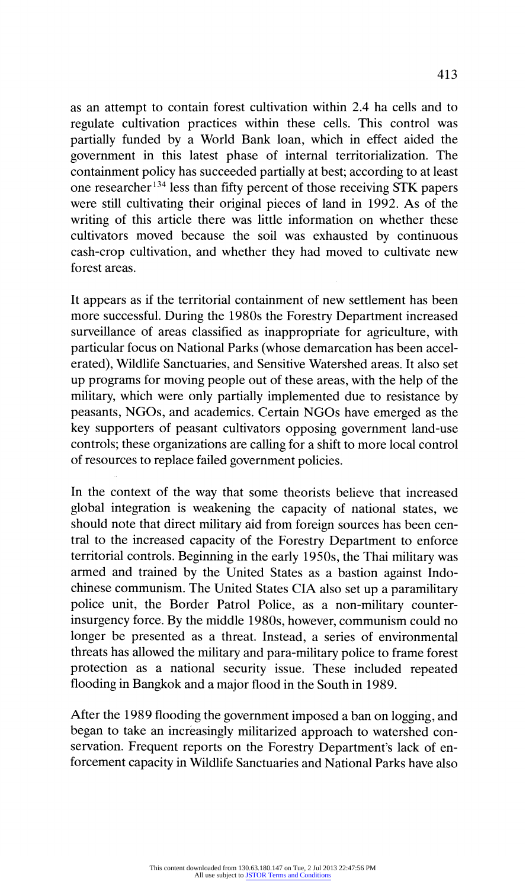as an attempt to contain forest cultivation within 2.4 ha cells and to regulate cultivation practices within these cells. This control was partially funded by a World Bank loan, which in effect aided the government in this latest phase of internal territorialization. The containment policy has succeeded partially at best; according to at least one researcher[134] less than fifty percent of those receiving STK papers were still cultivating their original pieces of land in 1992. As of the writing of this article there was little information on whether these cultivators moved because the soil was exhausted by continuous cash-crop cultivation, and whether they had moved to cultivate new forest areas.

It appears as if the territorial containment of new settlement has been more successful. During the 1980s the Forestry Department increased surveillance of areas classified as inappropriate for agriculture, with particular focus on National Parks (whose demarcation has been accelerated), Wildlife Sanctuaries, and Sensitive Watershed areas. It also set up programs for moving people out of these areas, with the help of the military, which were only partially implemented due to resistance by peasants, NGOs, and academics. Certain NGOs have emerged as the key supporters of peasant cultivators opposing government land-use controls; these organizations are calling for a shift to more local control of resources to replace failed government policies.

In the context of the way that some theorists believe that increased global integration is weakening the capacity of national states, we should note that direct military aid from foreign sources has been central to the increased capacity of the Forestry Department to enforce territorial controls. Beginning in the early 1950s, the Thai military was armed and trained by the United States as a bastion against Indochinese communism. The United States CIA also set up a paramilitary police unit, the Border Patrol Police, as a non-military counterinsurgency force. By the middle 1980s, however, communism could no longer be presented as a threat. Instead, a series of environmental threats has allowed the military and para-military police to frame forest protection as a national security issue. These included repeated flooding in Bangkok and a major flood in the South in 1989.

After the 1989 flooding the government imposed a ban on logging, and began to take an increasingly militarized approach to watershed conservation. Frequent reports on the Forestry Department's lack of enforcement capacity in Wildlife Sanctuaries and National Parks have also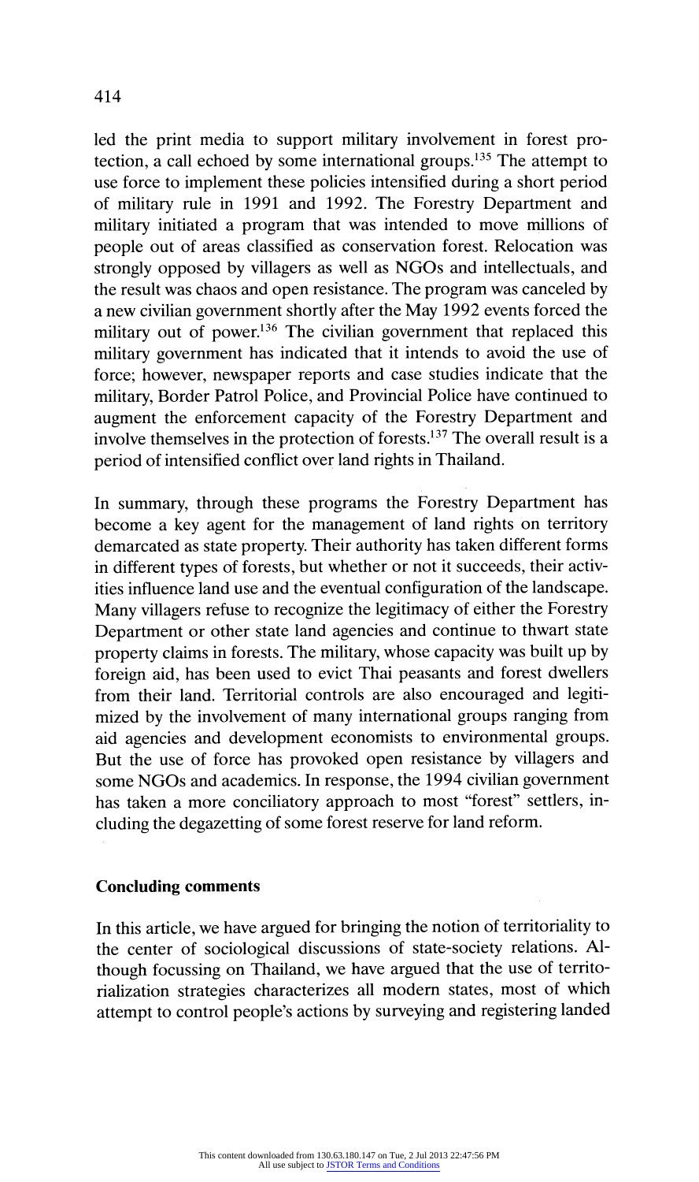led the print media to support military involvement in forest protection, a call echoed by some international groups.[135] The attempt to use force to implement these policies intensified during a short period of military rule in 1991 and 1992. The Forestry Department and military initiated a program that was intended to move millions of people out of areas classified as conservation forest. Relocation was strongly opposed by villagers as well as NGOs and intellectuals, and the result was chaos and open resistance. The program was canceled by a new civilian government shortly after the May 1992 events forced the military out of power.[136] The civilian government that replaced this military government has indicated that it intends to avoid the use of force; however, newspaper reports and case studies indicate that the military, Border Patrol Police, and Provincial Police have continued to augment the enforcement capacity of the Forestry Department and involve themselves in the protection of forests.[137] The overall result is a period of intensified conflict over land rights in Thailand.

In summary, through these programs the Forestry Department has become a key agent for the management of land rights on territory demarcated as state property. Their authority has taken different forms in different types of forests, but whether or not it succeeds, their activities influence land use and the eventual configuration of the landscape. Many villagers refuse to recognize the legitimacy of either the Forestry Department or other state land agencies and continue to thwart state property claims in forests. The military, whose capacity was built up by foreign aid, has been used to evict Thai peasants and forest dwellers from their land. Territorial controls are also encouraged and legitimized by the involvement of many international groups ranging from aid agencies and development economists to environmental groups. But the use of force has provoked open resistance by villagers and some NGOs and academics. In response, the 1994 civilian government has taken a more conciliatory approach to most "forest" settlers, including the degazetting of some forest reserve for land reform.

## Concluding comments

In this article, we have argued for bringing the notion of territoriality to the center of sociological discussions of state-society relations. Although focussing on Thailand, we have argued that the use of territorialization strategies characterizes all modern states, most of which attempt to control people's actions by surveying and registering landed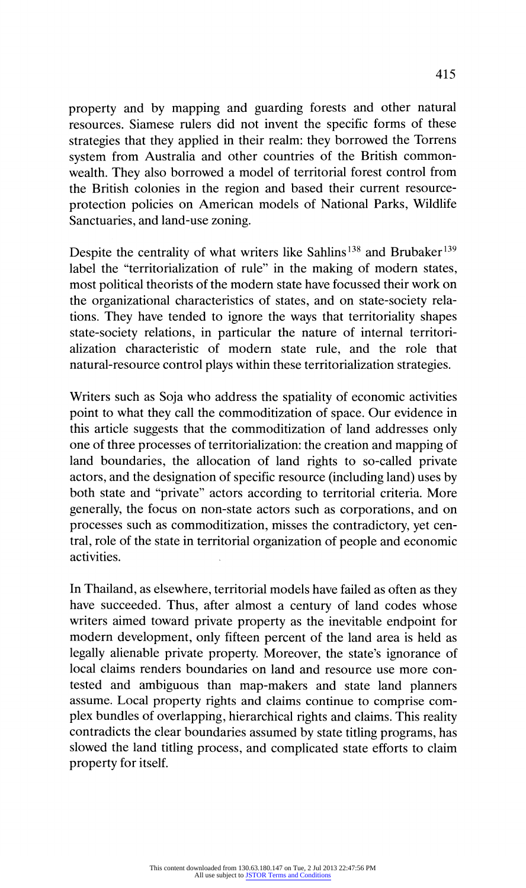property and by mapping and guarding forests and other natural resources. Siamese rulers did not invent the specific forms of these strategies that they applied in their realm: they borrowed the Torrens system from Australia and other countries of the British commonwealth. They also borrowed a model of territorial forest control from the British colonies in the region and based their current resource-protection policies on American models of National Parks, Wildlife Sanctuaries, and land-use zoning.

Despite the centrality of what writers like Sahlins[138] and Brubaker[139] label the "territorialization of rule" in the making of modern states, most political theorists of the modern state have focussed their work on the organizational characteristics of states, and on state-society relations. They have tended to ignore the ways that territoriality shapes state-society relations, in particular the nature of internal territorialization characteristic of modern state rule, and the role that natural-resource control plays within these territorialization strategies.

Writers such as Soja who address the spatiality of economic activities point to what they call the commoditization of space. Our evidence in this article suggests that the commoditization of land addresses only one of three processes of territorialization: the creation and mapping of land boundaries, the allocation of land rights to so-called private actors, and the designation of specific resource (including land) uses by both state and "private" actors according to territorial criteria. More generally, the focus on non-state actors such as corporations, and on processes such as commoditization, misses the contradictory, yet central, role of the state in territorial organization of people and economic activities.

In Thailand, as elsewhere, territorial models have failed as often as they have succeeded. Thus, after almost a century of land codes whose writers aimed toward private property as the inevitable endpoint for modern development, only fifteen percent of the land area is held as legally alienable private property. Moreover, the state's ignorance of local claims renders boundaries on land and resource use more contested and ambiguous than map-makers and state land planners assume. Local property rights and claims continue to comprise complex bundles of overlapping, hierarchical rights and claims. This reality contradicts the clear boundaries assumed by state titling programs, has slowed the land titling process, and complicated state efforts to claim property for itself.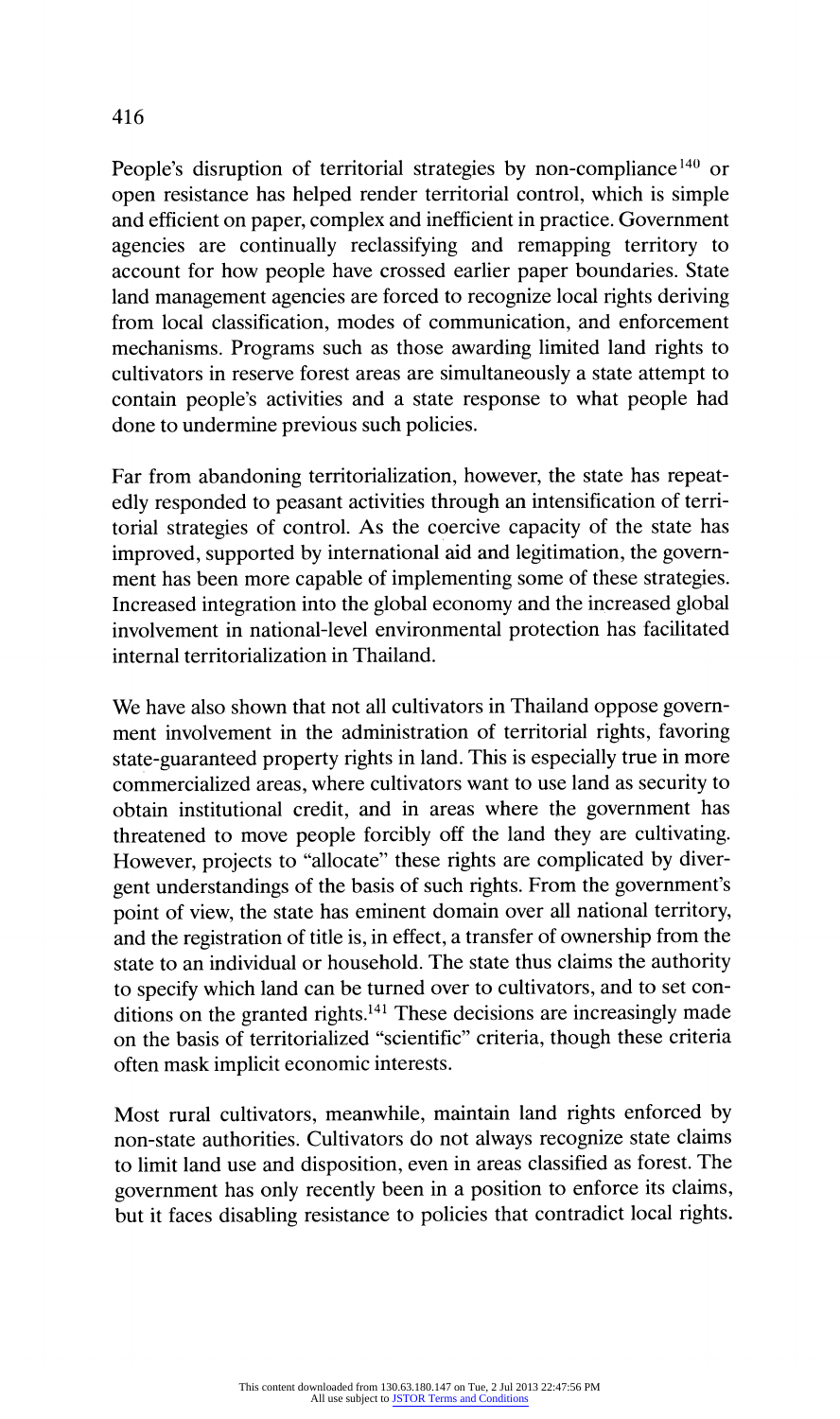People's disruption of territorial strategies by non-compliance[140] or open resistance has helped render territorial control, which is simple and efficient on paper, complex and inefficient in practice. Government agencies are continually reclassifying and remapping territory to account for how people have crossed earlier paper boundaries. State land management agencies are forced to recognize local rights deriving from local classification, modes of communication, and enforcement mechanisms. Programs such as those awarding limited land rights to cultivators in reserve forest areas are simultaneously a state attempt to contain people's activities and a state response to what people had done to undermine previous such policies.

Far from abandoning territorialization, however, the state has repeatedly responded to peasant activities through an intensification of territorial strategies of control. As the coercive capacity of the state has improved, supported by international aid and legitimation, the government has been more capable of implementing some of these strategies. Increased integration into the global economy and the increased global involvement in national-level environmental protection has facilitated internal territorialization in Thailand.

We have also shown that not all cultivators in Thailand oppose government involvement in the administration of territorial rights, favoring state-guaranteed property rights in land. This is especially true in more commercialized areas, where cultivators want to use land as security to obtain institutional credit, and in areas where the government has threatened to move people forcibly off the land they are cultivating. However, projects to "allocate" these rights are complicated by divergent understandings of the basis of such rights. From the government's point of view, the state has eminent domain over all national territory, and the registration of title is, in effect, a transfer of ownership from the state to an individual or household. The state thus claims the authority to specify which land can be turned over to cultivators, and to set conditions on the granted rights.[141] These decisions are increasingly made on the basis of territorialized "scientific" criteria, though these criteria often mask implicit economic interests.

Most rural cultivators, meanwhile, maintain land rights enforced by non-state authorities. Cultivators do not always recognize state claims to limit land use and disposition, even in areas classified as forest. The government has only recently been in a position to enforce its claims, but it faces disabling resistance to policies that contradict local rights.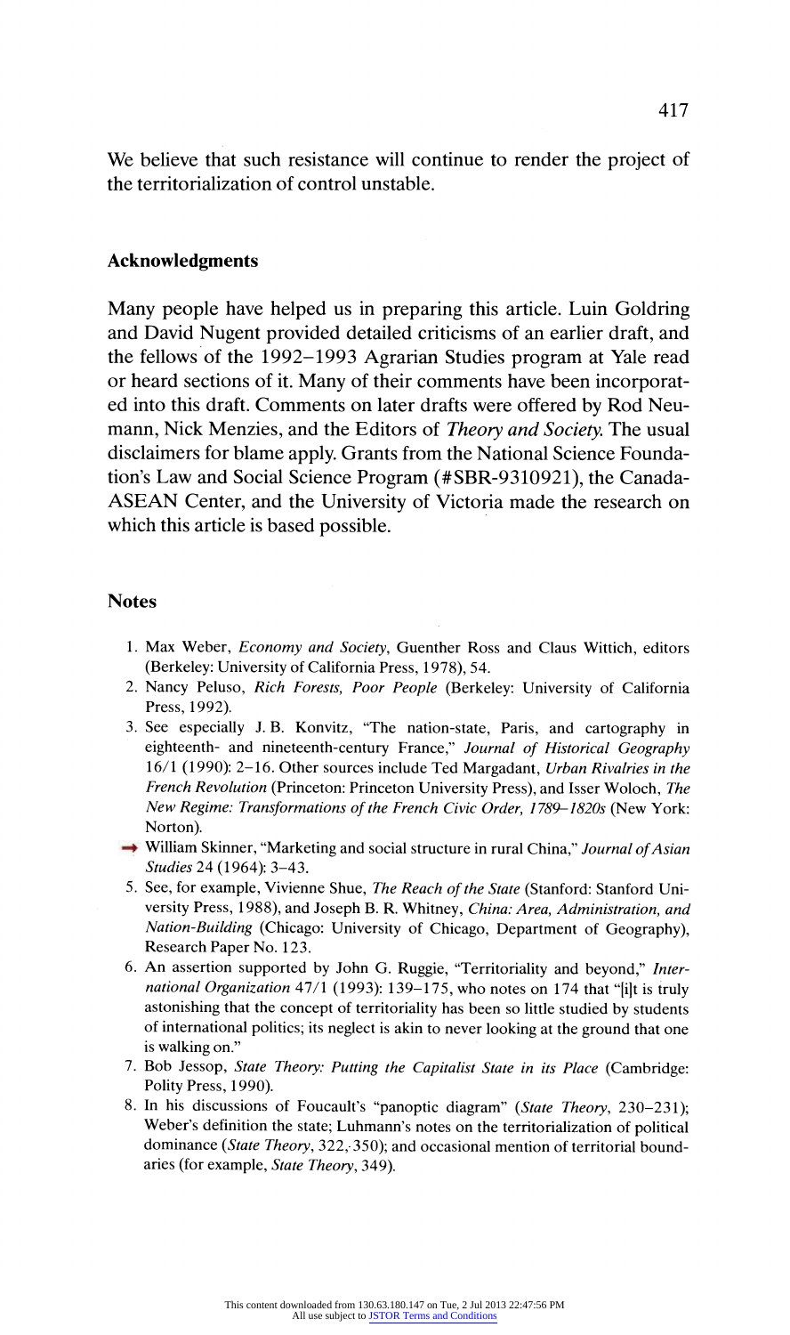We believe that such resistance will continue to render the project of the territorialization of control unstable.

## Acknowledgments

Many people have helped us in preparing this article. Luin Goldring and David Nugent provided detailed criticisms of an earlier draft, and the fellows of the 1992–1993 Agrarian Studies program at Yale read or heard sections of it. Many of their comments have been incorporated into this draft. Comments on later drafts were offered by Rod Neumann, Nick Menzies, and the Editors of *Theory and Society.* The usual disclaimers for blame apply. Grants from the National Science Foundation's Law and Social Science Program (#SBR-9310921), the Canada-ASEAN Center, and the University of Victoria made the research on which this article is based possible.

## Notes

1. Max Weber, *Economy and Society*, Guenther Ross and Claus Wittich, editors (Berkeley: University of California Press, 1978), 54.
2. Nancy Peluso, *Rich Forests, Poor People* (Berkeley: University of California Press, 1992).
3. See especially J. B. Konvitz, "The nation-state, Paris, and cartography in eighteenth- and nineteenth-century France," *Journal of Historical Geography* 16/1 (1990): 2–16. Other sources include Ted Margadant, *Urban Rivalries in the French Revolution* (Princeton: Princeton University Press), and Isser Woloch, *The New Regime: Transformations of the French Civic Order, 1789–1820s* (New York: Norton).
4. William Skinner, "Marketing and social structure in rural China," *Journal of Asian Studies* 24 (1964): 3–43.
5. See, for example, Vivienne Shue, *The Reach of the State* (Stanford: Stanford University Press, 1988), and Joseph B. R. Whitney, *China: Area, Administration, and Nation-Building* (Chicago: University of Chicago, Department of Geography), Research Paper No. 123.
6. An assertion supported by John G. Ruggie, "Territoriality and beyond," *International Organization* 47/1 (1993): 139–175, who notes on 174 that "[i]t is truly astonishing that the concept of territoriality has been so little studied by students of international politics; its neglect is akin to never looking at the ground that one is walking on."
7. Bob Jessop, *State Theory: Putting the Capitalist State in its Place* (Cambridge: Polity Press, 1990).
8. In his discussions of Foucault's "panoptic diagram" (*State Theory*, 230–231); Weber's definition the state; Luhmann's notes on the territorialization of political dominance (*State Theory*, 322, 350); and occasional mention of territorial boundaries (for example, *State Theory*, 349).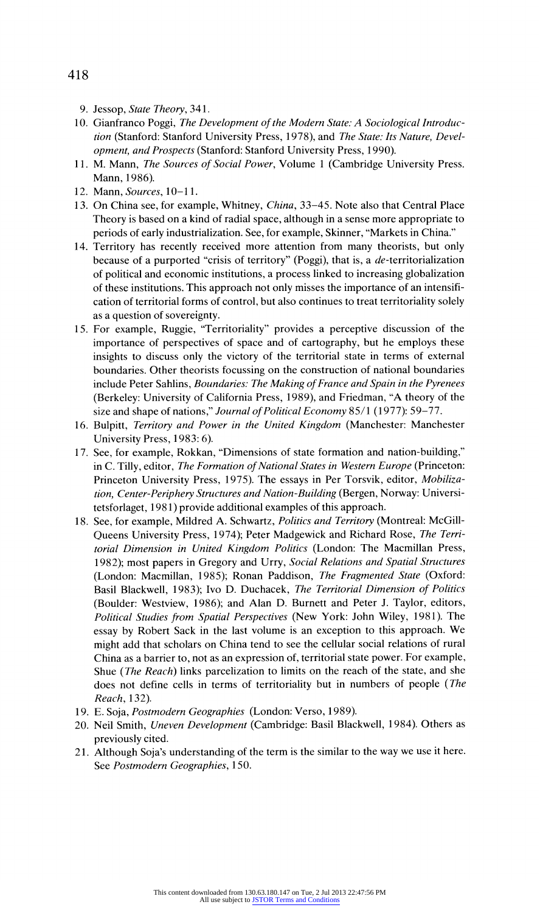9. Jessop, *State Theory*, 341.
10. Gianfranco Poggi, *The Development of the Modern State: A Sociological Introduction* (Stanford: Stanford University Press, 1978), and *The State: Its Nature, Development, and Prospects* (Stanford: Stanford University Press, 1990).
11. M. Mann, *The Sources of Social Power*, Volume 1 (Cambridge University Press. Mann, 1986).
12. Mann, *Sources*, 10–11.
13. On China see, for example, Whitney, *China*, 33–45. Note also that Central Place Theory is based on a kind of radial space, although in a sense more appropriate to periods of early industrialization. See, for example, Skinner, "Markets in China."
14. Territory has recently received more attention from many theorists, but only because of a purported "crisis of territory" (Poggi), that is, a *de*-territorialization of political and economic institutions, a process linked to increasing globalization of these institutions. This approach not only misses the importance of an intensification of territorial forms of control, but also continues to treat territoriality solely as a question of sovereignty.
15. For example, Ruggie, "Territoriality" provides a perceptive discussion of the importance of perspectives of space and of cartography, but he employs these insights to discuss only the victory of the territorial state in terms of external boundaries. Other theorists focussing on the construction of national boundaries include Peter Sahlins, *Boundaries: The Making of France and Spain in the Pyrenees* (Berkeley: University of California Press, 1989), and Friedman, "A theory of the size and shape of nations," *Journal of Political Economy* 85/1 (1977): 59–77.
16. Bulpitt, *Territory and Power in the United Kingdom* (Manchester: Manchester University Press, 1983: 6).
17. See, for example, Rokkan, "Dimensions of state formation and nation-building," in C. Tilly, editor, *The Formation of National States in Western Europe* (Princeton: Princeton University Press, 1975). The essays in Per Torsvik, editor, *Mobilization, Center-Periphery Structures and Nation-Building* (Bergen, Norway: Universitetsforlaget, 1981) provide additional examples of this approach.
18. See, for example, Mildred A. Schwartz, *Politics and Territory* (Montreal: McGill-Queens University Press, 1974); Peter Madgewick and Richard Rose, *The Territorial Dimension in United Kingdom Politics* (London: The Macmillan Press, 1982); most papers in Gregory and Urry, *Social Relations and Spatial Structures* (London: Macmillan, 1985); Ronan Paddison, *The Fragmented State* (Oxford: Basil Blackwell, 1983); Ivo D. Duchacek, *The Territorial Dimension of Politics* (Boulder: Westview, 1986); and Alan D. Burnett and Peter J. Taylor, editors, *Political Studies from Spatial Perspectives* (New York: John Wiley, 1981). The essay by Robert Sack in the last volume is an exception to this approach. We might add that scholars on China tend to see the cellular social relations of rural China as a barrier to, not as an expression of, territorial state power. For example, Shue (*The Reach*) links parcelization to limits on the reach of the state, and she does not define cells in terms of territoriality but in numbers of people (*The Reach*, 132).
19. E. Soja, *Postmodern Geographies* (London: Verso, 1989).
20. Neil Smith, *Uneven Development* (Cambridge: Basil Blackwell, 1984). Others as previously cited.
21. Although Soja's understanding of the term is the similar to the way we use it here. See *Postmodern Geographies*, 150.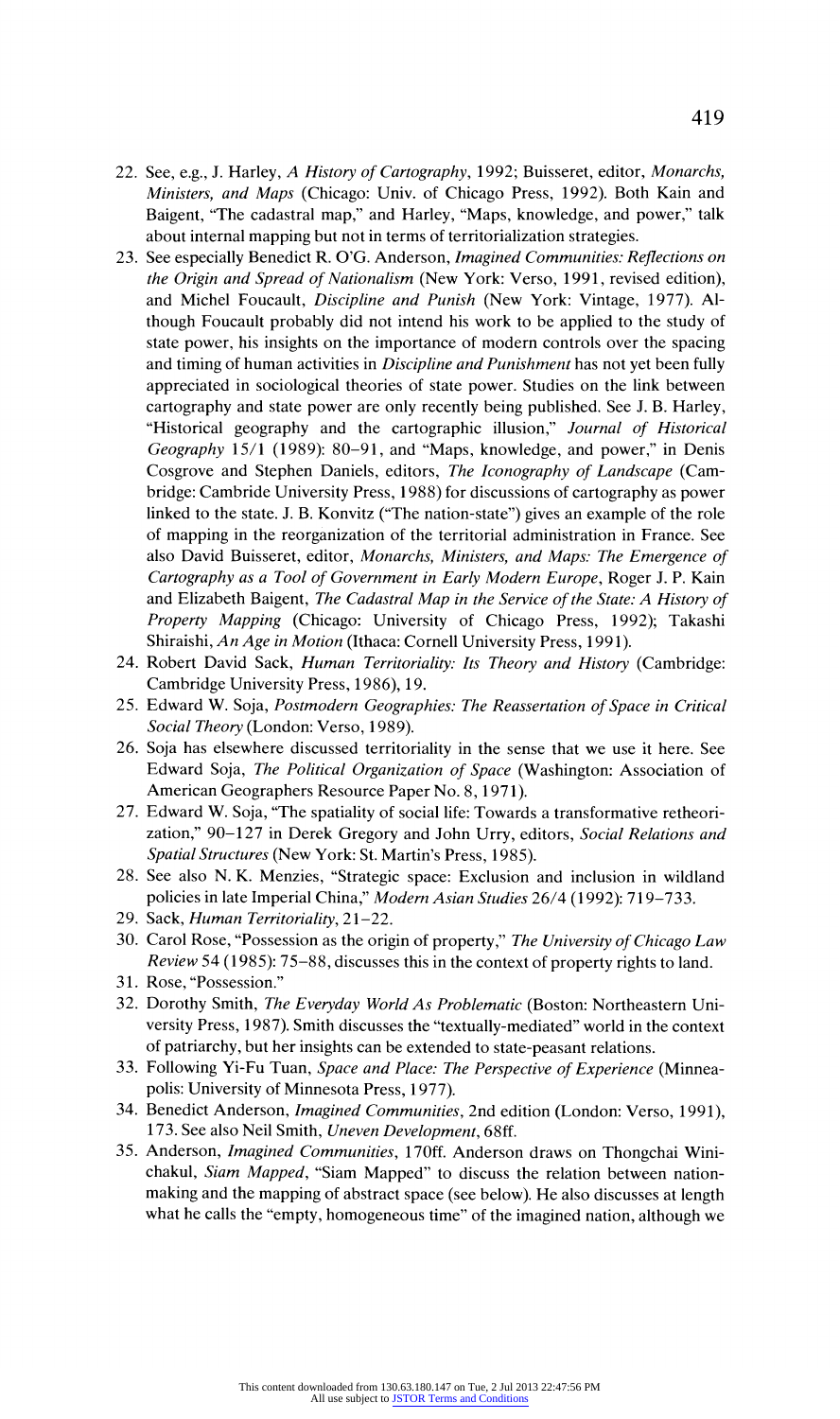22. See, e.g., J. Harley, *A History of Cartography*, 1992; Buisseret, editor, *Monarchs, Ministers, and Maps* (Chicago: Univ. of Chicago Press, 1992). Both Kain and Baigent, "The cadastral map," and Harley, "Maps, knowledge, and power," talk about internal mapping but not in terms of territorialization strategies.
23. See especially Benedict R. O'G. Anderson, *Imagined Communities: Reflections on the Origin and Spread of Nationalism* (New York: Verso, 1991, revised edition), and Michel Foucault, *Discipline and Punish* (New York: Vintage, 1977). Although Foucault probably did not intend his work to be applied to the study of state power, his insights on the importance of modern controls over the spacing and timing of human activities in *Discipline and Punishment* has not yet been fully appreciated in sociological theories of state power. Studies on the link between cartography and state power are only recently being published. See J. B. Harley, "Historical geography and the cartographic illusion," *Journal of Historical Geography* 15/1 (1989): 80–91, and "Maps, knowledge, and power," in Denis Cosgrove and Stephen Daniels, editors, *The Iconography of Landscape* (Cambridge: Cambride University Press, 1988) for discussions of cartography as power linked to the state. J. B. Konvitz ("The nation-state") gives an example of the role of mapping in the reorganization of the territorial administration in France. See also David Buisseret, editor, *Monarchs, Ministers, and Maps: The Emergence of Cartography as a Tool of Government in Early Modern Europe*, Roger J. P. Kain and Elizabeth Baigent, *The Cadastral Map in the Service of the State: A History of Property Mapping* (Chicago: University of Chicago Press, 1992); Takashi Shiraishi, *An Age in Motion* (Ithaca: Cornell University Press, 1991).
24. Robert David Sack, *Human Territoriality: Its Theory and History* (Cambridge: Cambridge University Press, 1986), 19.
25. Edward W. Soja, *Postmodern Geographies: The Reassertation of Space in Critical Social Theory* (London: Verso, 1989).
26. Soja has elsewhere discussed territoriality in the sense that we use it here. See Edward Soja, *The Political Organization of Space* (Washington: Association of American Geographers Resource Paper No. 8, 1971).
27. Edward W. Soja, "The spatiality of social life: Towards a transformative retheorization," 90–127 in Derek Gregory and John Urry, editors, *Social Relations and Spatial Structures* (New York: St. Martin's Press, 1985).
28. See also N. K. Menzies, "Strategic space: Exclusion and inclusion in wildland policies in late Imperial China," *Modern Asian Studies* 26/4 (1992): 719–733.
29. Sack, *Human Territoriality*, 21–22.
30. Carol Rose, "Possession as the origin of property," *The University of Chicago Law Review* 54 (1985): 75–88, discusses this in the context of property rights to land.
31. Rose, "Possession."
32. Dorothy Smith, *The Everyday World As Problematic* (Boston: Northeastern University Press, 1987). Smith discusses the "textually-mediated" world in the context of patriarchy, but her insights can be extended to state-peasant relations.
33. Following Yi-Fu Tuan, *Space and Place: The Perspective of Experience* (Minneapolis: University of Minnesota Press, 1977).
34. Benedict Anderson, *Imagined Communities*, 2nd edition (London: Verso, 1991), 173. See also Neil Smith, *Uneven Development*, 68ff.
35. Anderson, *Imagined Communities*, 170ff. Anderson draws on Thongchai Winichakul, *Siam Mapped*, "Siam Mapped" to discuss the relation between nation-making and the mapping of abstract space (see below). He also discusses at length what he calls the "empty, homogeneous time" of the imagined nation, although we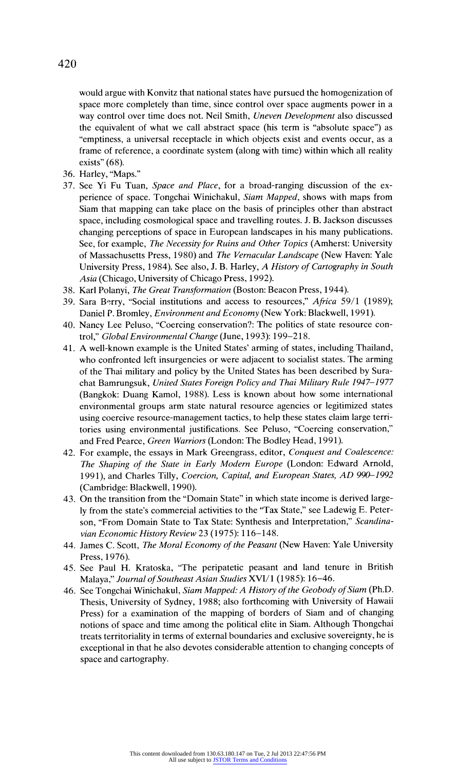would argue with Konvitz that national states have pursued the homogenization of space more completely than time, since control over space augments power in a way control over time does not. Neil Smith, *Uneven Development* also discussed the equivalent of what we call abstract space (his term is "absolute space") as "emptiness, a universal receptacle in which objects exist and events occur, as a frame of reference, a coordinate system (along with time) within which all reality exists" (68).

36. Harley, "Maps."
37. See Yi Fu Tuan, *Space and Place*, for a broad-ranging discussion of the experience of space. Tongchai Winichakul, *Siam Mapped*, shows with maps from Siam that mapping can take place on the basis of principles other than abstract space, including cosmological space and travelling routes. J. B. Jackson discusses changing perceptions of space in European landscapes in his many publications. See, for example, *The Necessity for Ruins and Other Topics* (Amherst: University of Massachusetts Press, 1980) and *The Vernacular Landscape* (New Haven: Yale University Press, 1984). See also, J. B. Harley, *A History of Cartography in South Asia* (Chicago, University of Chicago Press, 1992).
38. Karl Polanyi, *The Great Transformation* (Boston: Beacon Press, 1944).
39. Sara Berry, "Social institutions and access to resources," *Africa* 59/1 (1989); Daniel P. Bromley, *Environment and Economy* (New York: Blackwell, 1991).
40. Nancy Lee Peluso, "Coercing conservation?: The politics of state resource control," *Global Environmental Change* (June, 1993): 199–218.
41. A well-known example is the United States' arming of states, including Thailand, who confronted left insurgencies or were adjacent to socialist states. The arming of the Thai military and policy by the United States has been described by Surachat Bamrungsuk, *United States Foreign Policy and Thai Military Rule 1947–1977* (Bangkok: Duang Kamol, 1988). Less is known about how some international environmental groups arm state natural resource agencies or legitimized states using coercive resource-management tactics, to help these states claim large territories using environmental justifications. See Peluso, "Coercing conservation," and Fred Pearce, *Green Warriors* (London: The Bodley Head, 1991).
42. For example, the essays in Mark Greengrass, editor, *Conquest and Coalescence: The Shaping of the State in Early Modern Europe* (London: Edward Arnold, 1991), and Charles Tilly, *Coercion, Capital, and European States, AD 990–1992* (Cambridge: Blackwell, 1990).
43. On the transition from the "Domain State" in which state income is derived largely from the state's commercial activities to the "Tax State," see Ladewig E. Peterson, "From Domain State to Tax State: Synthesis and Interpretation," *Scandinavian Economic History Review* 23 (1975): 116–148.
44. James C. Scott, *The Moral Economy of the Peasant* (New Haven: Yale University Press, 1976).
45. See Paul H. Kratoska, "The peripatetic peasant and land tenure in British Malaya," *Journal of Southeast Asian Studies* XVI/1 (1985): 16–46.
46. See Tongchai Winichakul, *Siam Mapped: A History of the Geobody of Siam* (Ph.D. Thesis, University of Sydney, 1988; also forthcoming with University of Hawaii Press) for a examination of the mapping of borders of Siam and of changing notions of space and time among the political elite in Siam. Although Thongchai treats territoriality in terms of external boundaries and exclusive sovereignty, he is exceptional in that he also devotes considerable attention to changing concepts of space and cartography.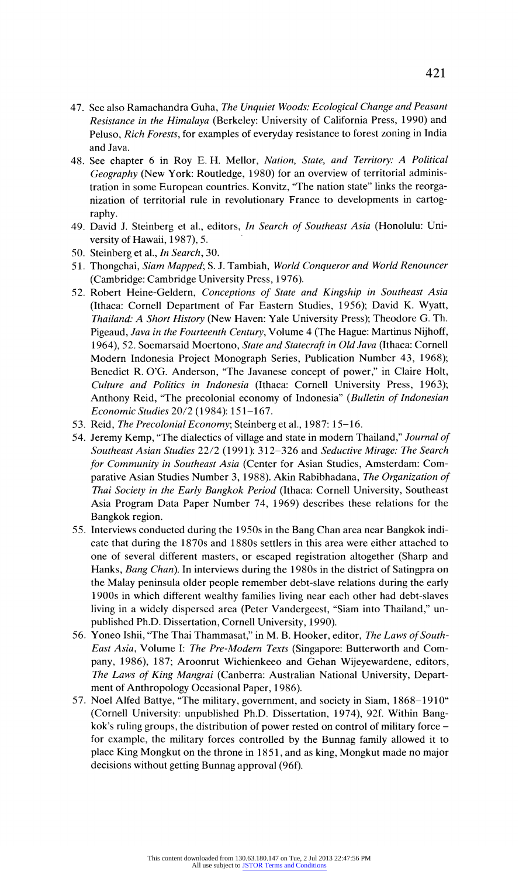47. See also Ramachandra Guha, *The Unquiet Woods: Ecological Change and Peasant Resistance in the Himalaya* (Berkeley: University of California Press, 1990) and Peluso, *Rich Forests*, for examples of everyday resistance to forest zoning in India and Java.
48. See chapter 6 in Roy E. H. Mellor, *Nation, State, and Territory: A Political Geography* (New York: Routledge, 1980) for an overview of territorial administration in some European countries. Konvitz, "The nation state" links the reorganization of territorial rule in revolutionary France to developments in cartography.
49. David J. Steinberg et al., editors, *In Search of Southeast Asia* (Honolulu: University of Hawaii, 1987), 5.
50. Steinberg et al., *In Search*, 30.
51. Thongchai, *Siam Mapped*; S. J. Tambiah, *World Conqueror and World Renouncer* (Cambridge: Cambridge University Press, 1976).
52. Robert Heine-Geldern, *Conceptions of State and Kingship in Southeast Asia* (Ithaca: Cornell Department of Far Eastern Studies, 1956); David K. Wyatt, *Thailand: A Short History* (New Haven: Yale University Press); Theodore G. Th. Pigeaud, *Java in the Fourteenth Century*, Volume 4 (The Hague: Martinus Nijhoff, 1964), 52. Soemarsaid Moertono, *State and Statecraft in Old Java* (Ithaca: Cornell Modern Indonesia Project Monograph Series, Publication Number 43, 1968); Benedict R. O'G. Anderson, "The Javanese concept of power," in Claire Holt, *Culture and Politics in Indonesia* (Ithaca: Cornell University Press, 1963); Anthony Reid, "The precolonial economy of Indonesia" (*Bulletin of Indonesian Economic Studies* 20/2 (1984): 151–167.
53. Reid, *The Precolonial Economy*; Steinberg et al., 1987: 15–16.
54. Jeremy Kemp, "The dialectics of village and state in modern Thailand," *Journal of Southeast Asian Studies* 22/2 (1991): 312–326 and *Seductive Mirage: The Search for Community in Southeast Asia* (Center for Asian Studies, Amsterdam: Comparative Asian Studies Number 3, 1988). Akin Rabibhadana, *The Organization of Thai Society in the Early Bangkok Period* (Ithaca: Cornell University, Southeast Asia Program Data Paper Number 74, 1969) describes these relations for the Bangkok region.
55. Interviews conducted during the 1950s in the Bang Chan area near Bangkok indicate that during the 1870s and 1880s settlers in this area were either attached to one of several different masters, or escaped registration altogether (Sharp and Hanks, *Bang Chan*). In interviews during the 1980s in the district of Satingpra on the Malay peninsula older people remember debt-slave relations during the early 1900s in which different wealthy families living near each other had debt-slaves living in a widely dispersed area (Peter Vandergeest, "Siam into Thailand," unpublished Ph.D. Dissertation, Cornell University, 1990).
56. Yoneo Ishii, "The Thai Thammasat," in M. B. Hooker, editor, *The Laws of South-East Asia*, Volume I: *The Pre-Modern Texts* (Singapore: Butterworth and Company, 1986), 187; Aroonrut Wichienkeeo and Gehan Wijeyewardene, editors, *The Laws of King Mangrai* (Canberra: Australian National University, Department of Anthropology Occasional Paper, 1986).
57. Noel Alfed Battye, "The military, government, and society in Siam, 1868–1910" (Cornell University: unpublished Ph.D. Dissertation, 1974), 92f. Within Bangkok's ruling groups, the distribution of power rested on control of military force – for example, the military forces controlled by the Bunnag family allowed it to place King Mongkut on the throne in 1851, and as king, Mongkut made no major decisions without getting Bunnag approval (96f).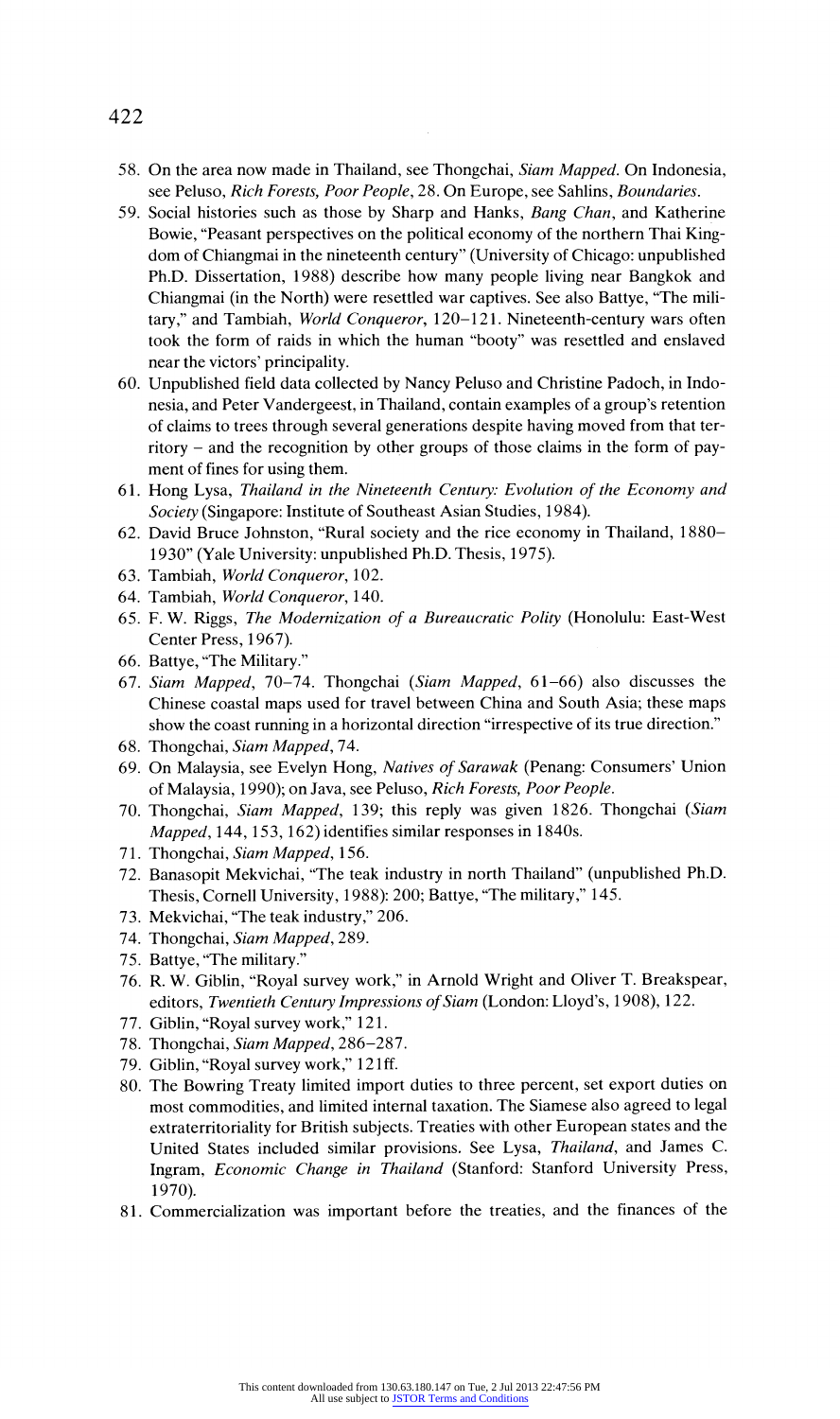58. On the area now made in Thailand, see Thongchai, *Siam Mapped*. On Indonesia, see Peluso, *Rich Forests, Poor People*, 28. On Europe, see Sahlins, *Boundaries*.
59. Social histories such as those by Sharp and Hanks, *Bang Chan*, and Katherine Bowie, "Peasant perspectives on the political economy of the northern Thai Kingdom of Chiangmai in the nineteenth century" (University of Chicago: unpublished Ph.D. Dissertation, 1988) describe how many people living near Bangkok and Chiangmai (in the North) were resettled war captives. See also Battye, "The military," and Tambiah, *World Conqueror*, 120–121. Nineteenth-century wars often took the form of raids in which the human "booty" was resettled and enslaved near the victors' principality.
60. Unpublished field data collected by Nancy Peluso and Christine Padoch, in Indonesia, and Peter Vandergeest, in Thailand, contain examples of a group's retention of claims to trees through several generations despite having moved from that territory – and the recognition by other groups of those claims in the form of payment of fines for using them.
61. Hong Lysa, *Thailand in the Nineteenth Century: Evolution of the Economy and Society* (Singapore: Institute of Southeast Asian Studies, 1984).
62. David Bruce Johnston, "Rural society and the rice economy in Thailand, 1880–1930" (Yale University: unpublished Ph.D. Thesis, 1975).
63. Tambiah, *World Conqueror*, 102.
64. Tambiah, *World Conqueror*, 140.
65. F. W. Riggs, *The Modernization of a Bureaucratic Polity* (Honolulu: East-West Center Press, 1967).
66. Battye, "The Military."
67. *Siam Mapped*, 70–74. Thongchai (*Siam Mapped*, 61–66) also discusses the Chinese coastal maps used for travel between China and South Asia; these maps show the coast running in a horizontal direction "irrespective of its true direction."
68. Thongchai, *Siam Mapped*, 74.
69. On Malaysia, see Evelyn Hong, *Natives of Sarawak* (Penang: Consumers' Union of Malaysia, 1990); on Java, see Peluso, *Rich Forests, Poor People*.
70. Thongchai, *Siam Mapped*, 139; this reply was given 1826. Thongchai (*Siam Mapped*, 144, 153, 162) identifies similar responses in 1840s.
71. Thongchai, *Siam Mapped*, 156.
72. Banasopit Mekvichai, "The teak industry in north Thailand" (unpublished Ph.D. Thesis, Cornell University, 1988): 200; Battye, "The military," 145.
73. Mekvichai, "The teak industry," 206.
74. Thongchai, *Siam Mapped*, 289.
75. Battye, "The military."
76. R. W. Giblin, "Royal survey work," in Arnold Wright and Oliver T. Breakspear, editors, *Twentieth Century Impressions of Siam* (London: Lloyd's, 1908), 122.
77. Giblin, "Royal survey work," 121.
78. Thongchai, *Siam Mapped*, 286–287.
79. Giblin, "Royal survey work," 121ff.
80. The Bowring Treaty limited import duties to three percent, set export duties on most commodities, and limited internal taxation. The Siamese also agreed to legal extraterritoriality for British subjects. Treaties with other European states and the United States included similar provisions. See Lysa, *Thailand*, and James C. Ingram, *Economic Change in Thailand* (Stanford: Stanford University Press, 1970).
81. Commercialization was important before the treaties, and the finances of the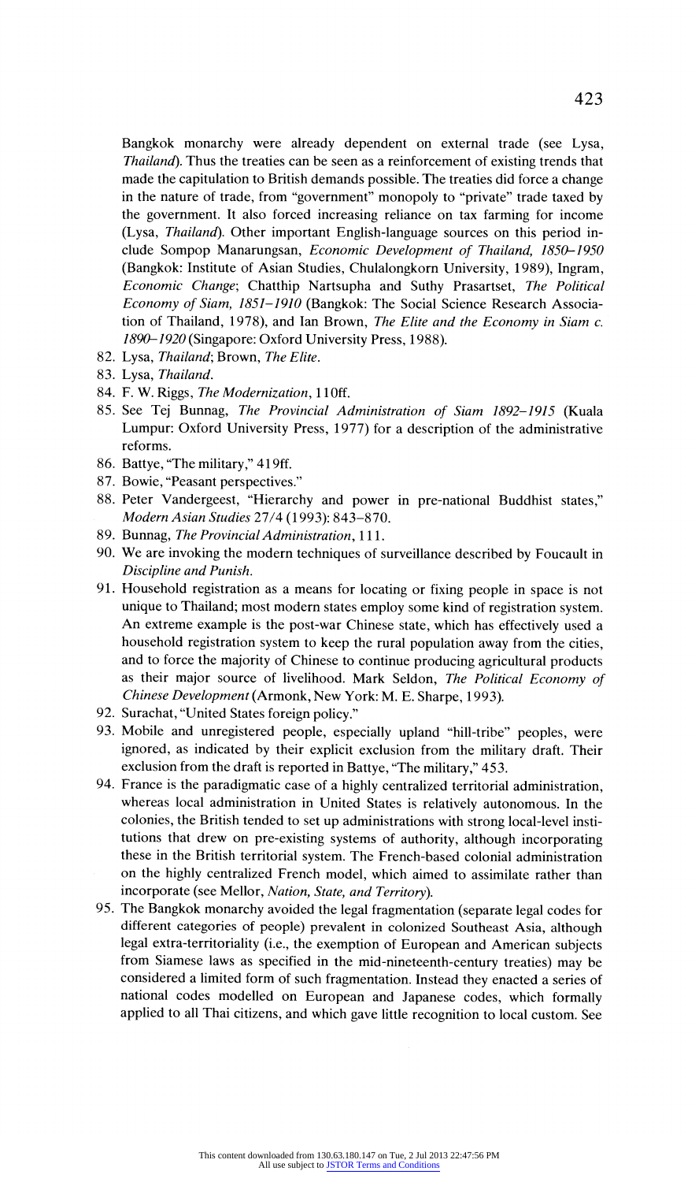Bangkok monarchy were already dependent on external trade (see Lysa, *Thailand*). Thus the treaties can be seen as a reinforcement of existing trends that made the capitulation to British demands possible. The treaties did force a change in the nature of trade, from "government" monopoly to "private" trade taxed by the government. It also forced increasing reliance on tax farming for income (Lysa, *Thailand*). Other important English-language sources on this period include Sompop Manarungsan, *Economic Development of Thailand, 1850–1950* (Bangkok: Institute of Asian Studies, Chulalongkorn University, 1989), Ingram, *Economic Change*; Chatthip Nartsupha and Suthy Prasartset, *The Political Economy of Siam, 1851–1910* (Bangkok: The Social Science Research Association of Thailand, 1978), and Ian Brown, *The Elite and the Economy in Siam c. 1890–1920* (Singapore: Oxford University Press, 1988).

82. Lysa, *Thailand*; Brown, *The Elite*.
83. Lysa, *Thailand*.
84. F. W. Riggs, *The Modernization*, 110ff.
85. See Tej Bunnag, *The Provincial Administration of Siam 1892–1915* (Kuala Lumpur: Oxford University Press, 1977) for a description of the administrative reforms.
86. Battye, "The military," 419ff.
87. Bowie, "Peasant perspectives."
88. Peter Vandergeest, "Hierarchy and power in pre-national Buddhist states," *Modern Asian Studies* 27/4 (1993): 843–870.
89. Bunnag, *The Provincial Administration*, 111.
90. We are invoking the modern techniques of surveillance described by Foucault in *Discipline and Punish*.
91. Household registration as a means for locating or fixing people in space is not unique to Thailand; most modern states employ some kind of registration system. An extreme example is the post-war Chinese state, which has effectively used a household registration system to keep the rural population away from the cities, and to force the majority of Chinese to continue producing agricultural products as their major source of livelihood. Mark Seldon, *The Political Economy of Chinese Development* (Armonk, New York: M. E. Sharpe, 1993).
92. Surachat, "United States foreign policy."
93. Mobile and unregistered people, especially upland "hill-tribe" peoples, were ignored, as indicated by their explicit exclusion from the military draft. Their exclusion from the draft is reported in Battye, "The military," 453.
94. France is the paradigmatic case of a highly centralized territorial administration, whereas local administration in United States is relatively autonomous. In the colonies, the British tended to set up administrations with strong local-level institutions that drew on pre-existing systems of authority, although incorporating these in the British territorial system. The French-based colonial administration on the highly centralized French model, which aimed to assimilate rather than incorporate (see Mellor, *Nation, State, and Territory*).
95. The Bangkok monarchy avoided the legal fragmentation (separate legal codes for different categories of people) prevalent in colonized Southeast Asia, although legal extra-territoriality (i.e., the exemption of European and American subjects from Siamese laws as specified in the mid-nineteenth-century treaties) may be considered a limited form of such fragmentation. Instead they enacted a series of national codes modelled on European and Japanese codes, which formally applied to all Thai citizens, and which gave little recognition to local custom. See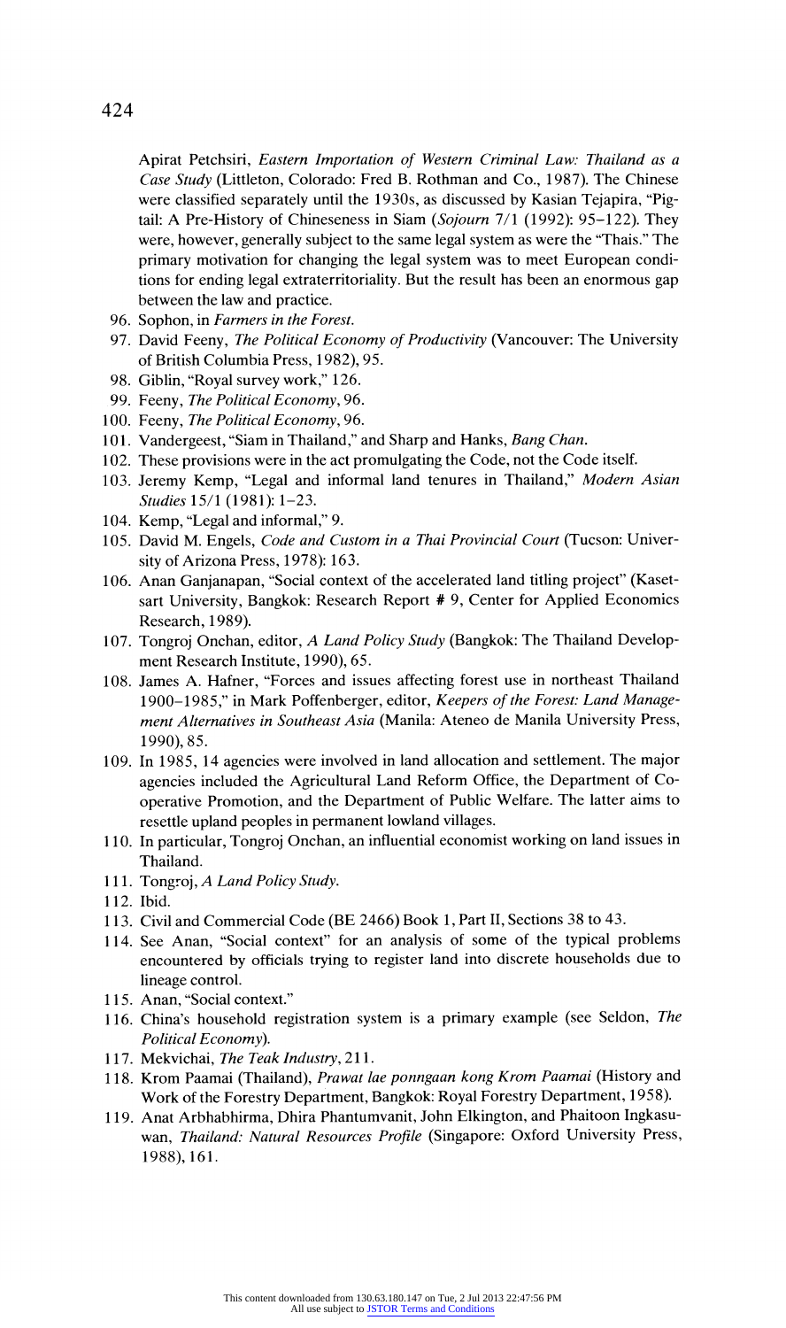Apirat Petchsiri, *Eastern Importation of Western Criminal Law: Thailand as a Case Study* (Littleton, Colorado: Fred B. Rothman and Co., 1987). The Chinese were classified separately until the 1930s, as discussed by Kasian Tejapira, "Pigtail: A Pre-History of Chineseness in Siam (*Sojourn* 7/1 (1992): 95–122). They were, however, generally subject to the same legal system as were the "Thais." The primary motivation for changing the legal system was to meet European conditions for ending legal extraterritoriality. But the result has been an enormous gap between the law and practice.

96. Sophon, in *Farmers in the Forest*.
97. David Feeny, *The Political Economy of Productivity* (Vancouver: The University of British Columbia Press, 1982), 95.
98. Giblin, "Royal survey work," 126.
99. Feeny, *The Political Economy*, 96.
100. Feeny, *The Political Economy*, 96.
101. Vandergeest, "Siam in Thailand," and Sharp and Hanks, *Bang Chan*.
102. These provisions were in the act promulgating the Code, not the Code itself.
103. Jeremy Kemp, "Legal and informal land tenures in Thailand," *Modern Asian Studies* 15/1 (1981): 1–23.
104. Kemp, "Legal and informal," 9.
105. David M. Engels, *Code and Custom in a Thai Provincial Court* (Tucson: University of Arizona Press, 1978): 163.
106. Anan Ganjanapan, "Social context of the accelerated land titling project" (Kasetsart University, Bangkok: Research Report # 9, Center for Applied Economics Research, 1989).
107. Tongroj Onchan, editor, *A Land Policy Study* (Bangkok: The Thailand Development Research Institute, 1990), 65.
108. James A. Hafner, "Forces and issues affecting forest use in northeast Thailand 1900–1985," in Mark Poffenberger, editor, *Keepers of the Forest: Land Management Alternatives in Southeast Asia* (Manila: Ateneo de Manila University Press, 1990), 85.
109. In 1985, 14 agencies were involved in land allocation and settlement. The major agencies included the Agricultural Land Reform Office, the Department of Cooperative Promotion, and the Department of Public Welfare. The latter aims to resettle upland peoples in permanent lowland villages.
110. In particular, Tongroj Onchan, an influential economist working on land issues in Thailand.
111. Tongroj, *A Land Policy Study*.
112. Ibid.
113. Civil and Commercial Code (BE 2466) Book 1, Part II, Sections 38 to 43.
114. See Anan, "Social context" for an analysis of some of the typical problems encountered by officials trying to register land into discrete households due to lineage control.
115. Anan, "Social context."
116. China's household registration system is a primary example (see Seldon, *The Political Economy*).
117. Mekvichai, *The Teak Industry*, 211.
118. Krom Paamai (Thailand), *Prawat lae ponngaan kong Krom Paamai* (History and Work of the Forestry Department, Bangkok: Royal Forestry Department, 1958).
119. Anat Arbhabhirma, Dhira Phantumvanit, John Elkington, and Phaitoon Ingkasuwan, *Thailand: Natural Resources Profile* (Singapore: Oxford University Press, 1988), 161.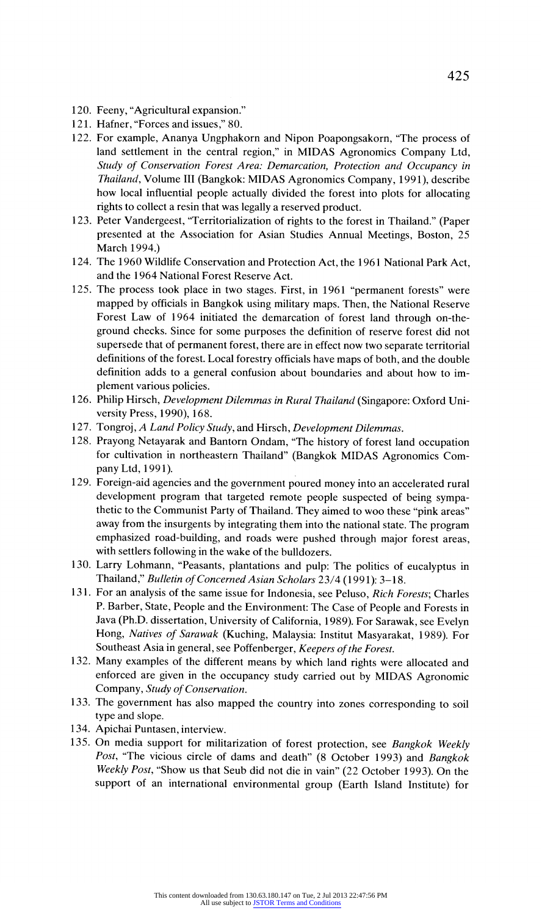120. Feeny, "Agricultural expansion."
121. Hafner, "Forces and issues," 80.
122. For example, Ananya Ungphakorn and Nipon Poapongsakorn, "The process of land settlement in the central region," in MIDAS Agronomics Company Ltd, *Study of Conservation Forest Area: Demarcation, Protection and Occupancy in Thailand*, Volume III (Bangkok: MIDAS Agronomics Company, 1991), describe how local influential people actually divided the forest into plots for allocating rights to collect a resin that was legally a reserved product.
123. Peter Vandergeest, "Territorialization of rights to the forest in Thailand." (Paper presented at the Association for Asian Studies Annual Meetings, Boston, 25 March 1994.)
124. The 1960 Wildlife Conservation and Protection Act, the 1961 National Park Act, and the 1964 National Forest Reserve Act.
125. The process took place in two stages. First, in 1961 "permanent forests" were mapped by officials in Bangkok using military maps. Then, the National Reserve Forest Law of 1964 initiated the demarcation of forest land through on-the-ground checks. Since for some purposes the definition of reserve forest did not supersede that of permanent forest, there are in effect now two separate territorial definitions of the forest. Local forestry officials have maps of both, and the double definition adds to a general confusion about boundaries and about how to implement various policies.
126. Philip Hirsch, *Development Dilemmas in Rural Thailand* (Singapore: Oxford University Press, 1990), 168.
127. Tongroj, *A Land Policy Study*, and Hirsch, *Development Dilemmas*.
128. Prayong Netayarak and Bantorn Ondam, "The history of forest land occupation for cultivation in northeastern Thailand" (Bangkok MIDAS Agronomics Company Ltd, 1991).
129. Foreign-aid agencies and the government poured money into an accelerated rural development program that targeted remote people suspected of being sympathetic to the Communist Party of Thailand. They aimed to woo these "pink areas" away from the insurgents by integrating them into the national state. The program emphasized road-building, and roads were pushed through major forest areas, with settlers following in the wake of the bulldozers.
130. Larry Lohmann, "Peasants, plantations and pulp: The politics of eucalyptus in Thailand," *Bulletin of Concerned Asian Scholars* 23/4 (1991): 3–18.
131. For an analysis of the same issue for Indonesia, see Peluso, *Rich Forests*; Charles P. Barber, State, People and the Environment: The Case of People and Forests in Java (Ph.D. dissertation, University of California, 1989). For Sarawak, see Evelyn Hong, *Natives of Sarawak* (Kuching, Malaysia: Institut Masyarakat, 1989). For Southeast Asia in general, see Poffenberger, *Keepers of the Forest*.
132. Many examples of the different means by which land rights were allocated and enforced are given in the occupancy study carried out by MIDAS Agronomic Company, *Study of Conservation*.
133. The government has also mapped the country into zones corresponding to soil type and slope.
134. Apichai Puntasen, interview.
135. On media support for militarization of forest protection, see *Bangkok Weekly Post*, "The vicious circle of dams and death" (8 October 1993) and *Bangkok Weekly Post*, "Show us that Seub did not die in vain" (22 October 1993). On the support of an international environmental group (Earth Island Institute) for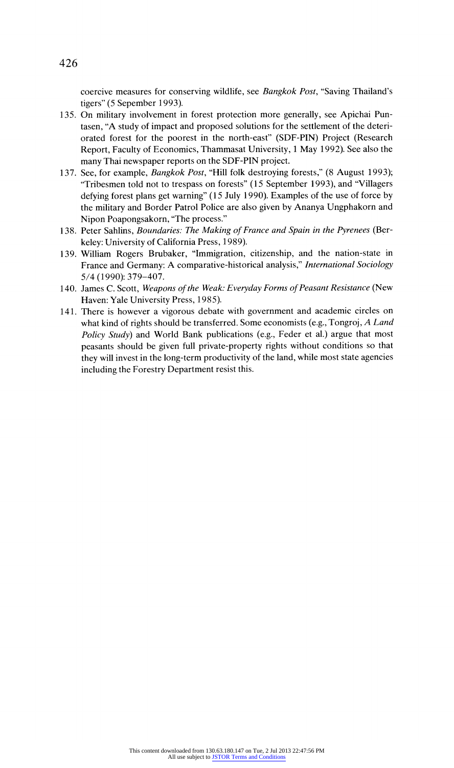coercive measures for conserving wildlife, see *Bangkok Post*, "Saving Thailand's tigers" (5 Sepember 1993).

135. On military involvement in forest protection more generally, see Apichai Puntasen, "A study of impact and proposed solutions for the settlement of the deteriorated forest for the poorest in the north-east" (SDF-PIN) Project (Research Report, Faculty of Economics, Thammasat University, 1 May 1992). See also the many Thai newspaper reports on the SDF-PIN project.
137. See, for example, *Bangkok Post*, "Hill folk destroying forests," (8 August 1993); "Tribesmen told not to trespass on forests" (15 September 1993), and "Villagers defying forest plans get warning" (15 July 1990). Examples of the use of force by the military and Border Patrol Police are also given by Ananya Ungphakorn and Nipon Poapongsakorn, "The process."
138. Peter Sahlins, *Boundaries: The Making of France and Spain in the Pyrenees* (Berkeley: University of California Press, 1989).
139. William Rogers Brubaker, "Immigration, citizenship, and the nation-state in France and Germany: A comparative-historical analysis," *International Sociology* 5/4 (1990): 379–407.
140. James C. Scott, *Weapons of the Weak: Everyday Forms of Peasant Resistance* (New Haven: Yale University Press, 1985).
141. There is however a vigorous debate with government and academic circles on what kind of rights should be transferred. Some economists (e.g., Tongroj, *A Land Policy Study*) and World Bank publications (e.g., Feder et al.) argue that most peasants should be given full private-property rights without conditions so that they will invest in the long-term productivity of the land, while most state agencies including the Forestry Department resist this.